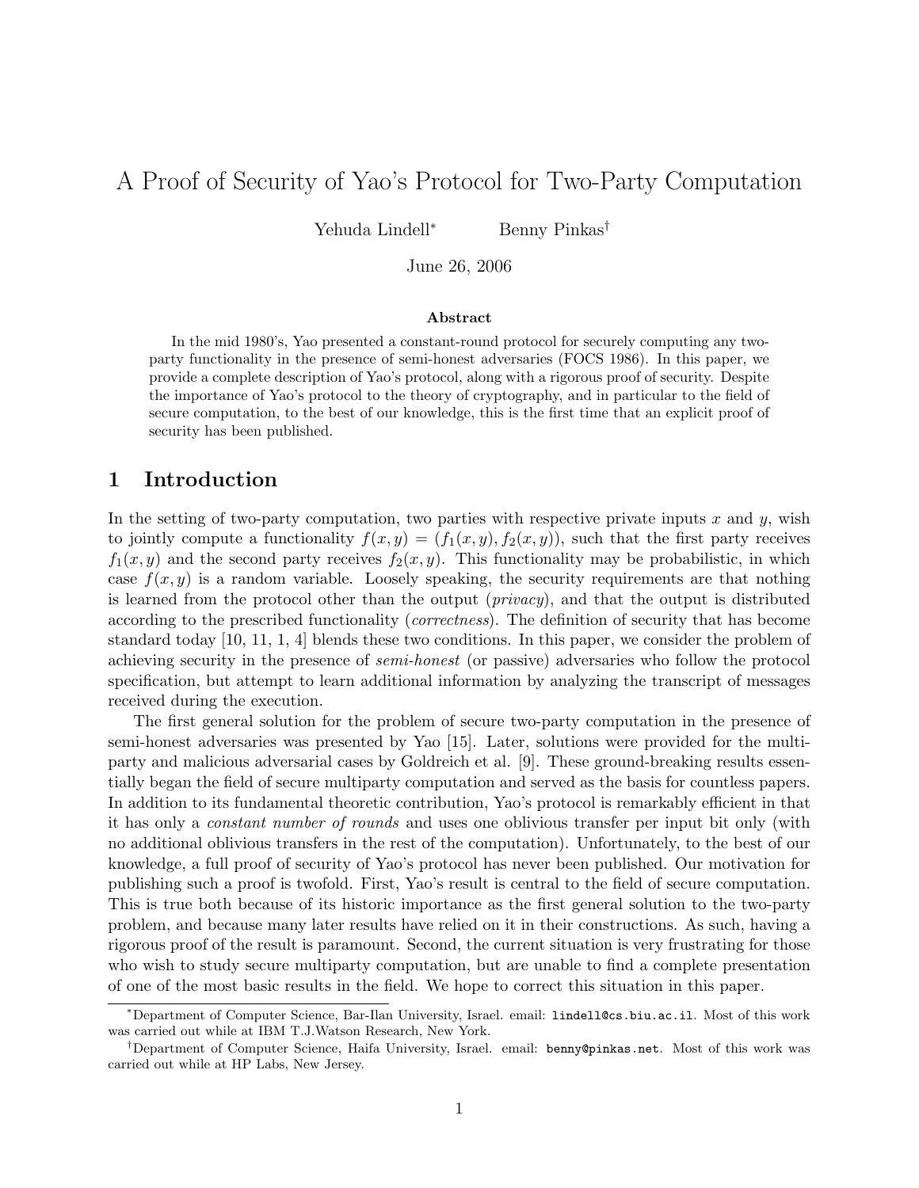# A Proof of Security of Yao's Protocol for Two-Party Computation

Yehuda Lindell[*] Benny Pinkas[†]

June 26, 2006

**Abstract**

In the mid 1980's, Yao presented a constant-round protocol for securely computing any two-party functionality in the presence of semi-honest adversaries (FOCS 1986). In this paper, we provide a complete description of Yao's protocol, along with a rigorous proof of security. Despite the importance of Yao's protocol to the theory of cryptography, and in particular to the field of secure computation, to the best of our knowledge, this is the first time that an explicit proof of security has been published.

## 1 Introduction

In the setting of two-party computation, two parties with respective private inputs $x$ and $y$, wish to jointly compute a functionality $f(x, y) = (f_1(x, y), f_2(x, y))$, such that the first party receives $f_1(x, y)$ and the second party receives $f_2(x, y)$. This functionality may be probabilistic, in which case $f(x, y)$ is a random variable. Loosely speaking, the security requirements are that nothing is learned from the protocol other than the output (*privacy*), and that the output is distributed according to the prescribed functionality (*correctness*). The definition of security that has become standard today [10, 11, 1, 4] blends these two conditions. In this paper, we consider the problem of achieving security in the presence of *semi-honest* (or passive) adversaries who follow the protocol specification, but attempt to learn additional information by analyzing the transcript of messages received during the execution.

The first general solution for the problem of secure two-party computation in the presence of semi-honest adversaries was presented by Yao [15]. Later, solutions were provided for the multi-party and malicious adversarial cases by Goldreich et al. [9]. These ground-breaking results essentially began the field of secure multiparty computation and served as the basis for countless papers. In addition to its fundamental theoretic contribution, Yao's protocol is remarkably efficient in that it has only a *constant number of rounds* and uses one oblivious transfer per input bit only (with no additional oblivious transfers in the rest of the computation). Unfortunately, to the best of our knowledge, a full proof of security of Yao's protocol has never been published. Our motivation for publishing such a proof is twofold. First, Yao's result is central to the field of secure computation. This is true both because of its historic importance as the first general solution to the two-party problem, and because many later results have relied on it in their constructions. As such, having a rigorous proof of the result is paramount. Second, the current situation is very frustrating for those who wish to study secure multiparty computation, but are unable to find a complete presentation of one of the most basic results in the field. We hope to correct this situation in this paper.

---

[*] Department of Computer Science, Bar-Ilan University, Israel. email: lindell@cs.biu.ac.il. Most of this work was carried out while at IBM T.J.Watson Research, New York.

[†] Department of Computer Science, Haifa University, Israel. email: benny@pinkas.net. Most of this work was carried out while at HP Labs, New Jersey.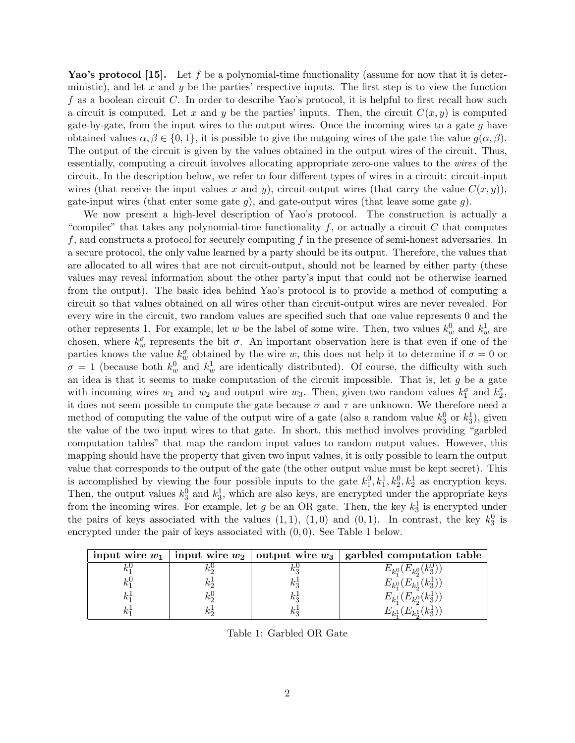**Yao's protocol [15].** Let $f$ be a polynomial-time functionality (assume for now that it is deterministic), and let $x$ and $y$ be the parties' respective inputs. The first step is to view the function $f$ as a boolean circuit $C$. In order to describe Yao's protocol, it is helpful to first recall how such a circuit is computed. Let $x$ and $y$ be the parties' inputs. Then, the circuit $C(x, y)$ is computed gate-by-gate, from the input wires to the output wires. Once the incoming wires to a gate $g$ have obtained values $\alpha, \beta \in \{0, 1\}$, it is possible to give the outgoing wires of the gate the value $g(\alpha, \beta)$. The output of the circuit is given by the values obtained in the output wires of the circuit. Thus, essentially, computing a circuit involves allocating appropriate zero-one values to the *wires* of the circuit. In the description below, we refer to four different types of wires in a circuit: circuit-input wires (that receive the input values $x$ and $y$), circuit-output wires (that carry the value $C(x, y)$), gate-input wires (that enter some gate $g$), and gate-output wires (that leave some gate $g$).

We now present a high-level description of Yao's protocol. The construction is actually a "compiler" that takes any polynomial-time functionality $f$, or actually a circuit $C$ that computes $f$, and constructs a protocol for securely computing $f$ in the presence of semi-honest adversaries. In a secure protocol, the only value learned by a party should be its output. Therefore, the values that are allocated to all wires that are not circuit-output, should not be learned by either party (these values may reveal information about the other party's input that could not be otherwise learned from the output). The basic idea behind Yao's protocol is to provide a method of computing a circuit so that values obtained on all wires other than circuit-output wires are never revealed. For every wire in the circuit, two random values are specified such that one value represents 0 and the other represents 1. For example, let $w$ be the label of some wire. Then, two values $k_w^0$ and $k_w^1$ are chosen, where $k_w^\sigma$ represents the bit $\sigma$. An important observation here is that even if one of the parties knows the value $k_w^\sigma$ obtained by the wire $w$, this does not help it to determine if $\sigma = 0$ or $\sigma = 1$ (because both $k_w^0$ and $k_w^1$ are identically distributed). Of course, the difficulty with such an idea is that it seems to make computation of the circuit impossible. That is, let $g$ be a gate with incoming wires $w_1$ and $w_2$ and output wire $w_3$. Then, given two random values $k_1^\sigma$ and $k_2^\tau$, it does not seem possible to compute the gate because $\sigma$ and $\tau$ are unknown. We therefore need a method of computing the value of the output wire of a gate (also a random value $k_3^0$ or $k_3^1$), given the value of the two input wires to that gate. In short, this method involves providing "garbled computation tables" that map the random input values to random output values. However, this mapping should have the property that given two input values, it is only possible to learn the output value that corresponds to the output of the gate (the other output value must be kept secret). This is accomplished by viewing the four possible inputs to the gate $k_1^0, k_1^1, k_2^0, k_2^1$ as encryption keys. Then, the output values $k_3^0$ and $k_3^1$, which are also keys, are encrypted under the appropriate keys from the incoming wires. For example, let $g$ be an OR gate. Then, the key $k_3^1$ is encrypted under the pairs of keys associated with the values $(1, 1)$, $(1, 0)$ and $(0, 1)$. In contrast, the key $k_3^0$ is encrypted under the pair of keys associated with $(0, 0)$. See Table 1 below.

| input wire $w_1$ | input wire $w_2$ | output wire $w_3$ | garbled computation table |
|---|---|---|---|
| $k_1^0$ | $k_2^0$ | $k_3^0$ | $E_{k_1^0}(E_{k_2^0}(k_3^0))$ |
| $k_1^0$ | $k_2^1$ | $k_3^1$ | $E_{k_1^0}(E_{k_2^1}(k_3^1))$ |
| $k_1^1$ | $k_2^0$ | $k_3^1$ | $E_{k_1^1}(E_{k_2^0}(k_3^1))$ |
| $k_1^1$ | $k_2^1$ | $k_3^1$ | $E_{k_1^1}(E_{k_2^1}(k_3^1))$ |

Table 1: Garbled OR Gate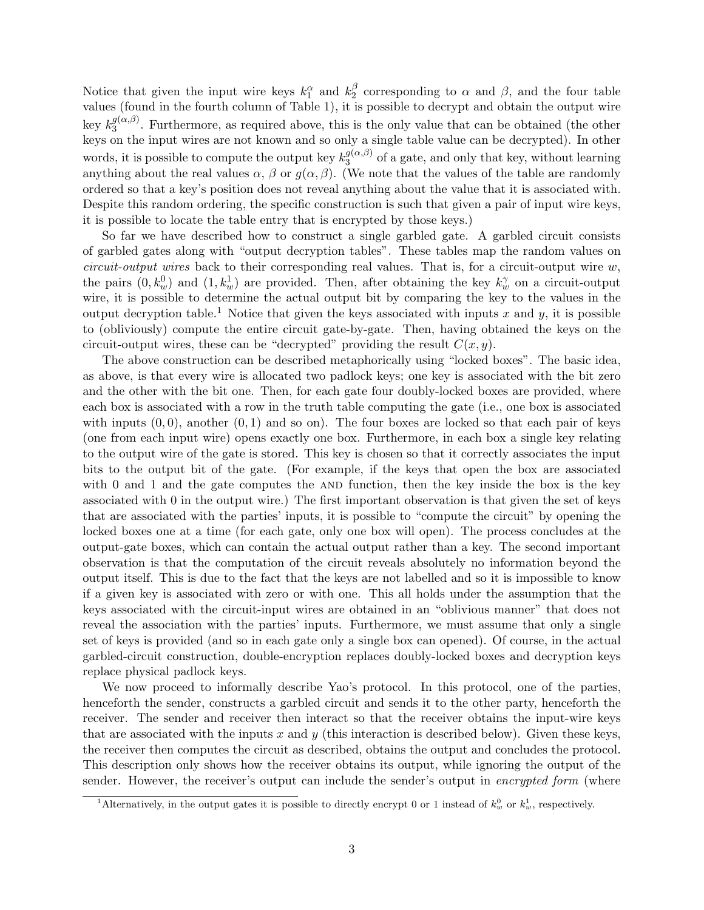Notice that given the input wire keys $k_1^\alpha$ and $k_2^\beta$ corresponding to $\alpha$ and $\beta$, and the four table values (found in the fourth column of Table 1), it is possible to decrypt and obtain the output wire key $k_3^{g(\alpha,\beta)}$. Furthermore, as required above, this is the only value that can be obtained (the other keys on the input wires are not known and so only a single table value can be decrypted). In other words, it is possible to compute the output key $k_3^{g(\alpha,\beta)}$ of a gate, and only that key, without learning anything about the real values $\alpha$, $\beta$ or $g(\alpha, \beta)$. (We note that the values of the table are randomly ordered so that a key's position does not reveal anything about the value that it is associated with. Despite this random ordering, the specific construction is such that given a pair of input wire keys, it is possible to locate the table entry that is encrypted by those keys.)

So far we have described how to construct a single garbled gate. A garbled circuit consists of garbled gates along with "output decryption tables". These tables map the random values on *circuit-output wires* back to their corresponding real values. That is, for a circuit-output wire $w$, the pairs $(0, k_w^0)$ and $(1, k_w^1)$ are provided. Then, after obtaining the key $k_w^\gamma$ on a circuit-output wire, it is possible to determine the actual output bit by comparing the key to the values in the output decryption table.[1] Notice that given the keys associated with inputs $x$ and $y$, it is possible to (obliviously) compute the entire circuit gate-by-gate. Then, having obtained the keys on the circuit-output wires, these can be "decrypted" providing the result $C(x, y)$.

The above construction can be described metaphorically using "locked boxes". The basic idea, as above, is that every wire is allocated two padlock keys; one key is associated with the bit zero and the other with the bit one. Then, for each gate four doubly-locked boxes are provided, where each box is associated with a row in the truth table computing the gate (i.e., one box is associated with inputs $(0, 0)$, another $(0, 1)$ and so on). The four boxes are locked so that each pair of keys (one from each input wire) opens exactly one box. Furthermore, in each box a single key relating to the output wire of the gate is stored. This key is chosen so that it correctly associates the input bits to the output bit of the gate. (For example, if the keys that open the box are associated with 0 and 1 and the gate computes the AND function, then the key inside the box is the key associated with 0 in the output wire.) The first important observation is that given the set of keys that are associated with the parties' inputs, it is possible to "compute the circuit" by opening the locked boxes one at a time (for each gate, only one box will open). The process concludes at the output-gate boxes, which can contain the actual output rather than a key. The second important observation is that the computation of the circuit reveals absolutely no information beyond the output itself. This is due to the fact that the keys are not labelled and so it is impossible to know if a given key is associated with zero or with one. This all holds under the assumption that the keys associated with the circuit-input wires are obtained in an "oblivious manner" that does not reveal the association with the parties' inputs. Furthermore, we must assume that only a single set of keys is provided (and so in each gate only a single box can opened). Of course, in the actual garbled-circuit construction, double-encryption replaces doubly-locked boxes and decryption keys replace physical padlock keys.

We now proceed to informally describe Yao's protocol. In this protocol, one of the parties, henceforth the sender, constructs a garbled circuit and sends it to the other party, henceforth the receiver. The sender and receiver then interact so that the receiver obtains the input-wire keys that are associated with the inputs $x$ and $y$ (this interaction is described below). Given these keys, the receiver then computes the circuit as described, obtains the output and concludes the protocol. This description only shows how the receiver obtains its output, while ignoring the output of the sender. However, the receiver's output can include the sender's output in *encrypted form* (where

[1] Alternatively, in the output gates it is possible to directly encrypt 0 or 1 instead of $k_w^0$ or $k_w^1$, respectively.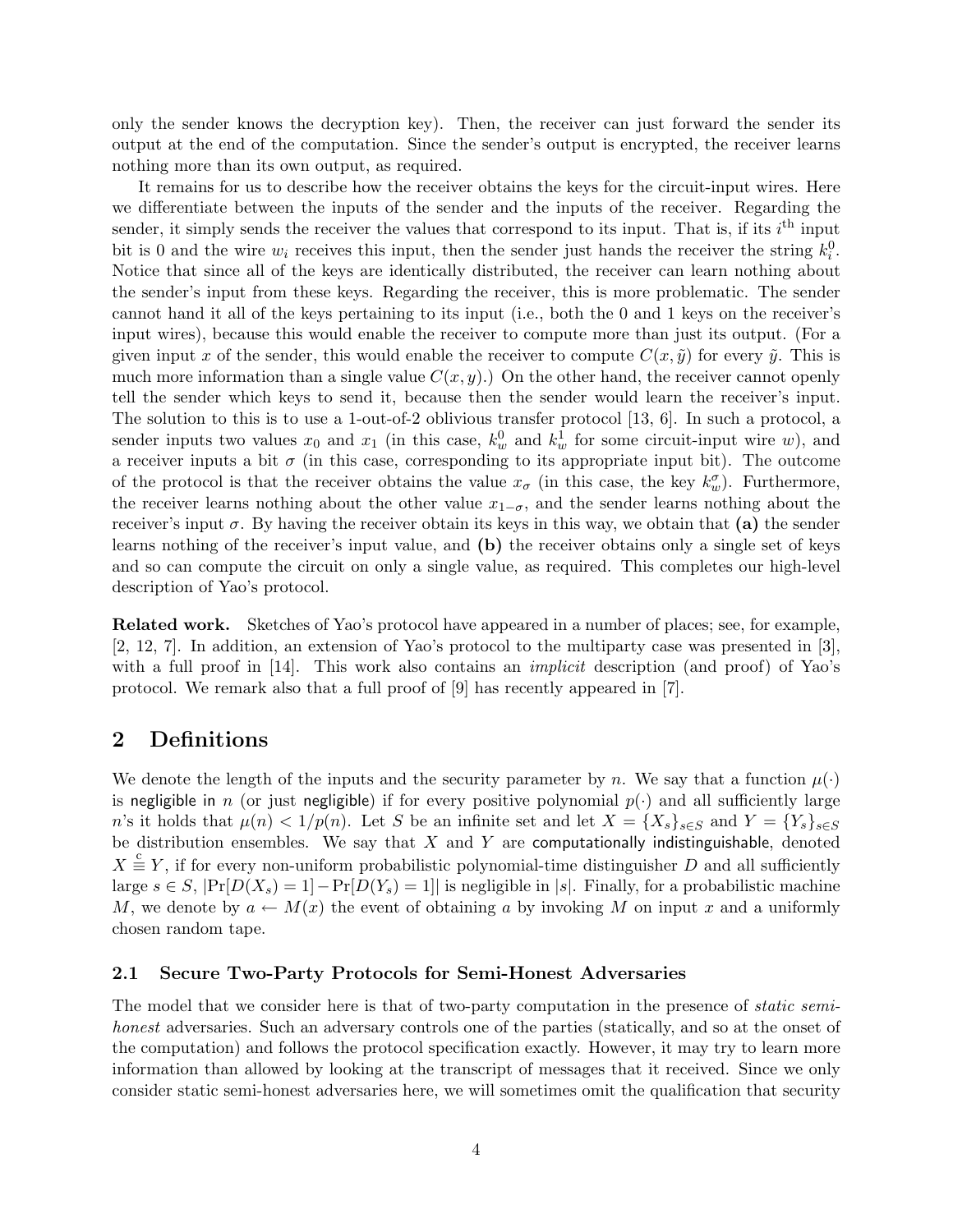only the sender knows the decryption key). Then, the receiver can just forward the sender its output at the end of the computation. Since the sender's output is encrypted, the receiver learns nothing more than its own output, as required.

It remains for us to describe how the receiver obtains the keys for the circuit-input wires. Here we differentiate between the inputs of the sender and the inputs of the receiver. Regarding the sender, it simply sends the receiver the values that correspond to its input. That is, if its $i^{\text{th}}$ input bit is 0 and the wire $w_i$ receives this input, then the sender just hands the receiver the string $k_i^0$. Notice that since all of the keys are identically distributed, the receiver can learn nothing about the sender's input from these keys. Regarding the receiver, this is more problematic. The sender cannot hand it all of the keys pertaining to its input (i.e., both the 0 and 1 keys on the receiver's input wires), because this would enable the receiver to compute more than just its output. (For a given input $x$ of the sender, this would enable the receiver to compute $C(x, \tilde{y})$ for every $\tilde{y}$. This is much more information than a single value $C(x, y)$.) On the other hand, the receiver cannot openly tell the sender which keys to send it, because then the sender would learn the receiver's input. The solution to this is to use a 1-out-of-2 oblivious transfer protocol [13, 6]. In such a protocol, a sender inputs two values $x_0$ and $x_1$ (in this case, $k_w^0$ and $k_w^1$ for some circuit-input wire $w$), and a receiver inputs a bit $\sigma$ (in this case, corresponding to its appropriate input bit). The outcome of the protocol is that the receiver obtains the value $x_\sigma$ (in this case, the key $k_w^\sigma$). Furthermore, the receiver learns nothing about the other value $x_{1-\sigma}$, and the sender learns nothing about the receiver's input $\sigma$. By having the receiver obtain its keys in this way, we obtain that **(a)** the sender learns nothing of the receiver's input value, and **(b)** the receiver obtains only a single set of keys and so can compute the circuit on only a single value, as required. This completes our high-level description of Yao's protocol.

**Related work.** Sketches of Yao's protocol have appeared in a number of places; see, for example, [2, 12, 7]. In addition, an extension of Yao's protocol to the multiparty case was presented in [3], with a full proof in [14]. This work also contains an *implicit* description (and proof) of Yao's protocol. We remark also that a full proof of [9] has recently appeared in [7].

## 2 Definitions

We denote the length of the inputs and the security parameter by $n$. We say that a function $\mu(\cdot)$ is negligible in $n$ (or just negligible) if for every positive polynomial $p(\cdot)$ and all sufficiently large $n$'s it holds that $\mu(n) < 1/p(n)$. Let $S$ be an infinite set and let $X = \{X_s\}_{s\in S}$ and $Y = \{Y_s\}_{s\in S}$ be distribution ensembles. We say that $X$ and $Y$ are computationally indistinguishable, denoted $X \stackrel{c}{\equiv} Y$, if for every non-uniform probabilistic polynomial-time distinguisher $D$ and all sufficiently large $s \in S$, $|\Pr[D(X_s) = 1] - \Pr[D(Y_s) = 1]|$ is negligible in $|s|$. Finally, for a probabilistic machine $M$, we denote by $a \leftarrow M(x)$ the event of obtaining $a$ by invoking $M$ on input $x$ and a uniformly chosen random tape.

### 2.1 Secure Two-Party Protocols for Semi-Honest Adversaries

The model that we consider here is that of two-party computation in the presence of *static semi-honest* adversaries. Such an adversary controls one of the parties (statically, and so at the onset of the computation) and follows the protocol specification exactly. However, it may try to learn more information than allowed by looking at the transcript of messages that it received. Since we only consider static semi-honest adversaries here, we will sometimes omit the qualification that security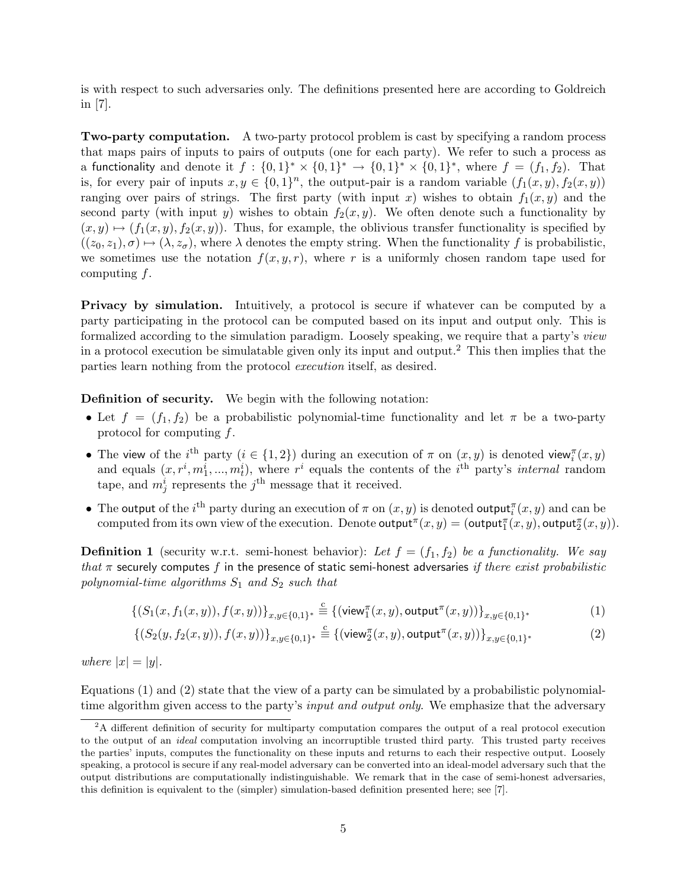is with respect to such adversaries only. The definitions presented here are according to Goldreich in [7].

**Two-party computation.** A two-party protocol problem is cast by specifying a random process that maps pairs of inputs to pairs of outputs (one for each party). We refer to such a process as a functionality and denote it $f : \{0,1\}^* \times \{0,1\}^* \to \{0,1\}^* \times \{0,1\}^*$, where $f = (f_1, f_2)$. That is, for every pair of inputs $x, y \in \{0,1\}^n$, the output-pair is a random variable $(f_1(x,y), f_2(x,y))$ ranging over pairs of strings. The first party (with input $x$) wishes to obtain $f_1(x,y)$ and the second party (with input $y$) wishes to obtain $f_2(x,y)$. We often denote such a functionality by $(x,y) \mapsto (f_1(x,y), f_2(x,y))$. Thus, for example, the oblivious transfer functionality is specified by $((z_0, z_1), \sigma) \mapsto (\lambda, z_\sigma)$, where $\lambda$ denotes the empty string. When the functionality $f$ is probabilistic, we sometimes use the notation $f(x,y,r)$, where $r$ is a uniformly chosen random tape used for computing $f$.

**Privacy by simulation.** Intuitively, a protocol is secure if whatever can be computed by a party participating in the protocol can be computed based on its input and output only. This is formalized according to the simulation paradigm. Loosely speaking, we require that a party's *view* in a protocol execution be simulatable given only its input and output.[2] This then implies that the parties learn nothing from the protocol *execution* itself, as desired.

**Definition of security.** We begin with the following notation:

- Let $f = (f_1, f_2)$ be a probabilistic polynomial-time functionality and let $\pi$ be a two-party protocol for computing $f$.
- The view of the $i^{\text{th}}$ party ($i \in \{1,2\}$) during an execution of $\pi$ on $(x,y)$ is denoted $\mathsf{view}_i^\pi(x,y)$ and equals $(x, r^i, m_1^i, ..., m_t^i)$, where $r^i$ equals the contents of the $i^{\text{th}}$ party's *internal* random tape, and $m_j^i$ represents the $j^{\text{th}}$ message that it received.
- The output of the $i^{\text{th}}$ party during an execution of $\pi$ on $(x,y)$ is denoted $\mathsf{output}_i^\pi(x,y)$ and can be computed from its own view of the execution. Denote $\mathsf{output}^\pi(x,y) = (\mathsf{output}_1^\pi(x,y), \mathsf{output}_2^\pi(x,y))$.

**Definition 1** (security w.r.t. semi-honest behavior): *Let $f = (f_1, f_2)$ be a functionality. We say that $\pi$ securely computes $f$ in the presence of static semi-honest adversaries if there exist probabilistic polynomial-time algorithms $S_1$ and $S_2$ such that*

$$\{(S_1(x, f_1(x,y)), f(x,y))\}_{x,y\in\{0,1\}^*} \stackrel{c}{\equiv} \{(\mathsf{view}_1^\pi(x,y), \mathsf{output}^\pi(x,y))\}_{x,y\in\{0,1\}^*} \tag{1}$$

$$\{(S_2(y, f_2(x,y)), f(x,y))\}_{x,y\in\{0,1\}^*} \stackrel{c}{\equiv} \{(\mathsf{view}_2^\pi(x,y), \mathsf{output}^\pi(x,y))\}_{x,y\in\{0,1\}^*} \tag{2}$$

*where $|x| = |y|$.*

Equations (1) and (2) state that the view of a party can be simulated by a probabilistic polynomial-time algorithm given access to the party's *input and output only*. We emphasize that the adversary

[2] A different definition of security for multiparty computation compares the output of a real protocol execution to the output of an *ideal* computation involving an incorruptible trusted third party. This trusted party receives the parties' inputs, computes the functionality on these inputs and returns to each their respective output. Loosely speaking, a protocol is secure if any real-model adversary can be converted into an ideal-model adversary such that the output distributions are computationally indistinguishable. We remark that in the case of semi-honest adversaries, this definition is equivalent to the (simpler) simulation-based definition presented here; see [7].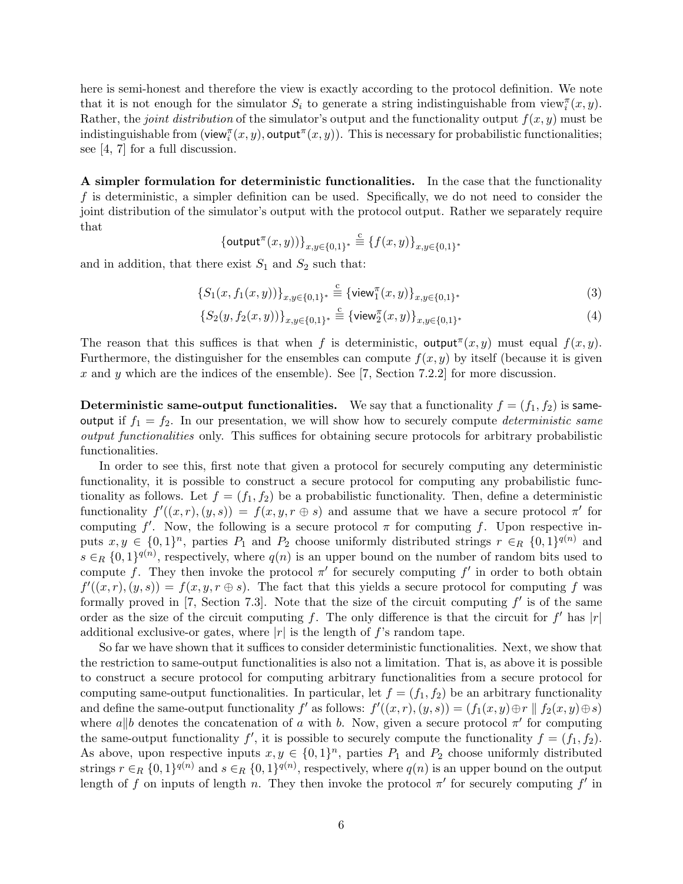here is semi-honest and therefore the view is exactly according to the protocol definition. We note that it is not enough for the simulator $S_i$ to generate a string indistinguishable from $\text{view}_i^\pi(x,y)$. Rather, the *joint distribution* of the simulator's output and the functionality output $f(x,y)$ must be indistinguishable from $(\mathsf{view}_i^\pi(x,y), \mathsf{output}^\pi(x,y))$. This is necessary for probabilistic functionalities; see [4, 7] for a full discussion.

**A simpler formulation for deterministic functionalities.** In the case that the functionality $f$ is deterministic, a simpler definition can be used. Specifically, we do not need to consider the joint distribution of the simulator's output with the protocol output. Rather we separately require that

$$\{\mathsf{output}^\pi(x,y))\}_{x,y\in\{0,1\}^*} \stackrel{c}{\equiv} \{f(x,y)\}_{x,y\in\{0,1\}^*}$$

and in addition, that there exist $S_1$ and $S_2$ such that:

$$\{S_1(x, f_1(x,y))\}_{x,y\in\{0,1\}^*} \stackrel{c}{\equiv} \{\mathsf{view}_1^\pi(x,y)\}_{x,y\in\{0,1\}^*} \tag{3}$$

$$\{S_2(y, f_2(x,y))\}_{x,y\in\{0,1\}^*} \stackrel{c}{\equiv} \{\mathsf{view}_2^\pi(x,y)\}_{x,y\in\{0,1\}^*} \tag{4}$$

The reason that this suffices is that when $f$ is deterministic, $\mathsf{output}^\pi(x,y)$ must equal $f(x,y)$. Furthermore, the distinguisher for the ensembles can compute $f(x,y)$ by itself (because it is given $x$ and $y$ which are the indices of the ensemble). See [7, Section 7.2.2] for more discussion.

**Deterministic same-output functionalities.** We say that a functionality $f = (f_1, f_2)$ is $\mathsf{same\text{-}output}$ if $f_1 = f_2$. In our presentation, we will show how to securely compute *deterministic same output functionalities* only. This suffices for obtaining secure protocols for arbitrary probabilistic functionalities.

In order to see this, first note that given a protocol for securely computing any deterministic functionality, it is possible to construct a secure protocol for computing any probabilistic functionality as follows. Let $f = (f_1, f_2)$ be a probabilistic functionality. Then, define a deterministic functionality $f'((x,r),(y,s)) = f(x,y,r\oplus s)$ and assume that we have a secure protocol $\pi'$ for computing $f'$. Now, the following is a secure protocol $\pi$ for computing $f$. Upon respective inputs $x,y \in \{0,1\}^n$, parties $P_1$ and $P_2$ choose uniformly distributed strings $r \in_R \{0,1\}^{q(n)}$ and $s \in_R \{0,1\}^{q(n)}$, respectively, where $q(n)$ is an upper bound on the number of random bits used to compute $f$. They then invoke the protocol $\pi'$ for securely computing $f'$ in order to both obtain $f'((x,r),(y,s)) = f(x,y,r\oplus s)$. The fact that this yields a secure protocol for computing $f$ was formally proved in [7, Section 7.3]. Note that the size of the circuit computing $f'$ is of the same order as the size of the circuit computing $f$. The only difference is that the circuit for $f'$ has $|r|$ additional exclusive-or gates, where $|r|$ is the length of $f$'s random tape.

So far we have shown that it suffices to consider deterministic functionalities. Next, we show that the restriction to same-output functionalities is also not a limitation. That is, as above it is possible to construct a secure protocol for computing arbitrary functionalities from a secure protocol for computing same-output functionalities. In particular, let $f = (f_1, f_2)$ be an arbitrary functionality and define the same-output functionality $f'$ as follows: $f'((x,r),(y,s)) = (f_1(x,y)\oplus r \parallel f_2(x,y)\oplus s)$ where $a\|b$ denotes the concatenation of $a$ with $b$. Now, given a secure protocol $\pi'$ for computing the same-output functionality $f'$, it is possible to securely compute the functionality $f = (f_1, f_2)$. As above, upon respective inputs $x,y \in \{0,1\}^n$, parties $P_1$ and $P_2$ choose uniformly distributed strings $r \in_R \{0,1\}^{q(n)}$ and $s \in_R \{0,1\}^{q(n)}$, respectively, where $q(n)$ is an upper bound on the output length of $f$ on inputs of length $n$. They then invoke the protocol $\pi'$ for securely computing $f'$ in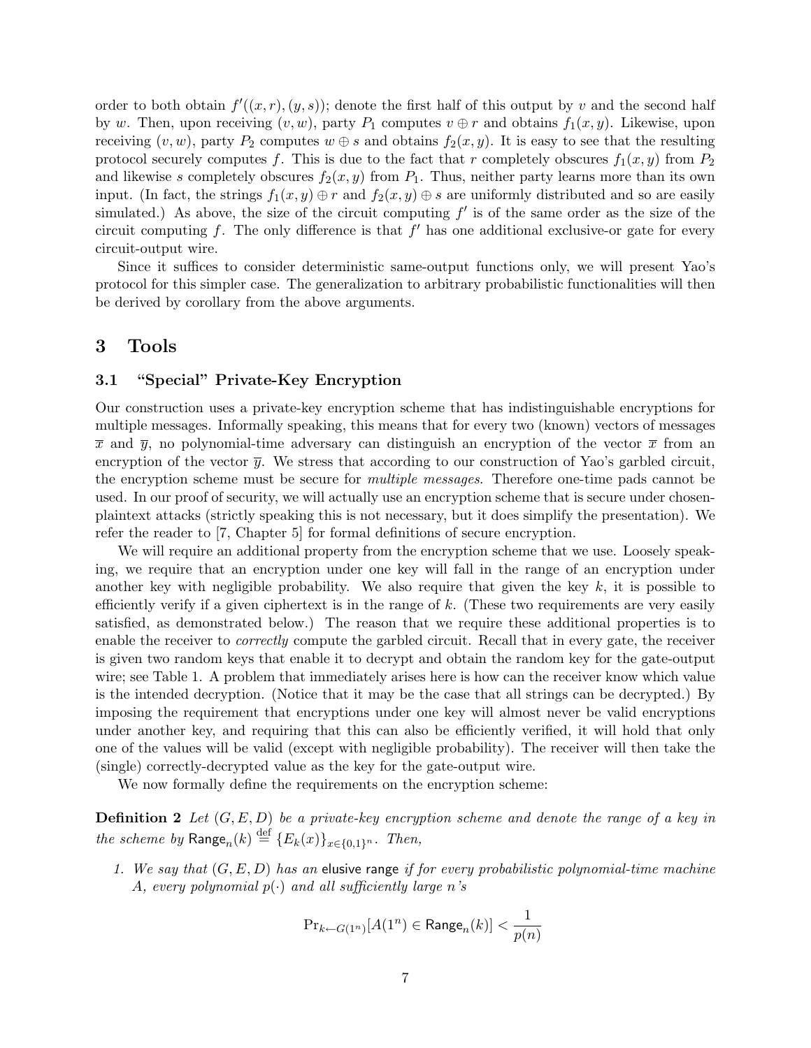order to both obtain $f'((x,r),(y,s))$; denote the first half of this output by $v$ and the second half by $w$. Then, upon receiving $(v,w)$, party $P_1$ computes $v \oplus r$ and obtains $f_1(x,y)$. Likewise, upon receiving $(v,w)$, party $P_2$ computes $w \oplus s$ and obtains $f_2(x,y)$. It is easy to see that the resulting protocol securely computes $f$. This is due to the fact that $r$ completely obscures $f_1(x,y)$ from $P_2$ and likewise $s$ completely obscures $f_2(x,y)$ from $P_1$. Thus, neither party learns more than its own input. (In fact, the strings $f_1(x,y) \oplus r$ and $f_2(x,y) \oplus s$ are uniformly distributed and so are easily simulated.) As above, the size of the circuit computing $f'$ is of the same order as the size of the circuit computing $f$. The only difference is that $f'$ has one additional exclusive-or gate for every circuit-output wire.

Since it suffices to consider deterministic same-output functions only, we will present Yao's protocol for this simpler case. The generalization to arbitrary probabilistic functionalities will then be derived by corollary from the above arguments.

# 3 Tools

## 3.1 "Special" Private-Key Encryption

Our construction uses a private-key encryption scheme that has indistinguishable encryptions for multiple messages. Informally speaking, this means that for every two (known) vectors of messages $\overline{x}$ and $\overline{y}$, no polynomial-time adversary can distinguish an encryption of the vector $\overline{x}$ from an encryption of the vector $\overline{y}$. We stress that according to our construction of Yao's garbled circuit, the encryption scheme must be secure for *multiple messages*. Therefore one-time pads cannot be used. In our proof of security, we will actually use an encryption scheme that is secure under chosen-plaintext attacks (strictly speaking this is not necessary, but it does simplify the presentation). We refer the reader to [7, Chapter 5] for formal definitions of secure encryption.

We will require an additional property from the encryption scheme that we use. Loosely speaking, we require that an encryption under one key will fall in the range of an encryption under another key with negligible probability. We also require that given the key $k$, it is possible to efficiently verify if a given ciphertext is in the range of $k$. (These two requirements are very easily satisfied, as demonstrated below.) The reason that we require these additional properties is to enable the receiver to *correctly* compute the garbled circuit. Recall that in every gate, the receiver is given two random keys that enable it to decrypt and obtain the random key for the gate-output wire; see Table 1. A problem that immediately arises here is how can the receiver know which value is the intended decryption. (Notice that it may be the case that all strings can be decrypted.) By imposing the requirement that encryptions under one key will almost never be valid encryptions under another key, and requiring that this can also be efficiently verified, it will hold that only one of the values will be valid (except with negligible probability). The receiver will then take the (single) correctly-decrypted value as the key for the gate-output wire.

We now formally define the requirements on the encryption scheme:

**Definition 2** *Let $(G,E,D)$ be a private-key encryption scheme and denote the range of a key in the scheme by $\mathsf{Range}_n(k) \stackrel{\text{def}}{=} \{E_k(x)\}_{x \in \{0,1\}^n}$. Then,*

1. *We say that $(G,E,D)$ has an* elusive range *if for every probabilistic polynomial-time machine $A$, every polynomial $p(\cdot)$ and all sufficiently large $n$'s*

$$\Pr_{k \leftarrow G(1^n)}[A(1^n) \in \mathsf{Range}_n(k)] < \frac{1}{p(n)}$$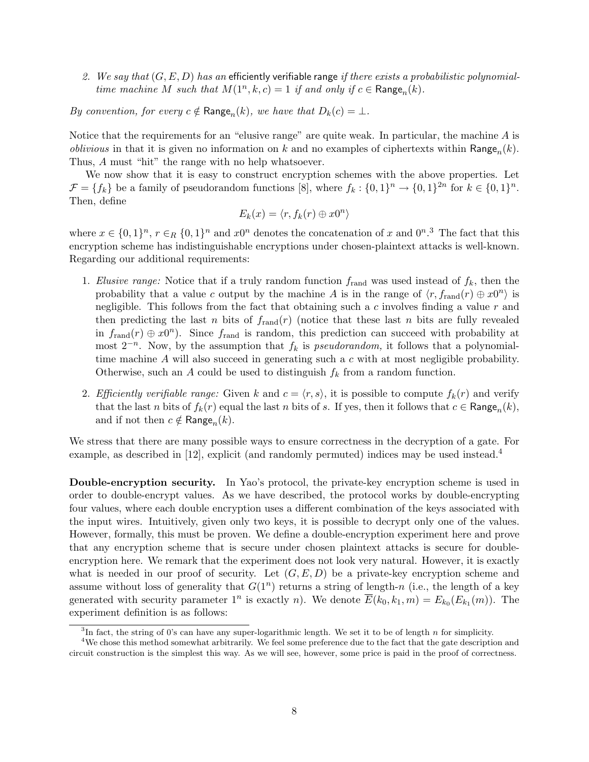2. *We say that* $(G, E, D)$ *has an* efficiently verifiable range *if there exists a probabilistic polynomial-time machine* $M$ *such that* $M(1^n, k, c) = 1$ *if and only if* $c \in \mathsf{Range}_n(k)$.

*By convention, for every* $c \notin \mathsf{Range}_n(k)$*, we have that* $D_k(c) = \perp$.

Notice that the requirements for an "elusive range" are quite weak. In particular, the machine $A$ is *oblivious* in that it is given no information on $k$ and no examples of ciphertexts within $\mathsf{Range}_n(k)$. Thus, $A$ must "hit" the range with no help whatsoever.

We now show that it is easy to construct encryption schemes with the above properties. Let $\mathcal{F} = \{f_k\}$ be a family of pseudorandom functions [8], where $f_k : \{0,1\}^n \rightarrow \{0,1\}^{2n}$ for $k \in \{0,1\}^n$. Then, define

$$E_k(x) = \langle r, f_k(r) \oplus x0^n \rangle$$

where $x \in \{0,1\}^n$, $r \in_R \{0,1\}^n$ and $x0^n$ denotes the concatenation of $x$ and $0^n$.[3] The fact that this encryption scheme has indistinguishable encryptions under chosen-plaintext attacks is well-known. Regarding our additional requirements:

1. *Elusive range:* Notice that if a truly random function $f_{\text{rand}}$ was used instead of $f_k$, then the probability that a value $c$ output by the machine $A$ is in the range of $\langle r, f_{\text{rand}}(r) \oplus x0^n \rangle$ is negligible. This follows from the fact that obtaining such a $c$ involves finding a value $r$ and then predicting the last $n$ bits of $f_{\text{rand}}(r)$ (notice that these last $n$ bits are fully revealed in $f_{\text{rand}}(r) \oplus x0^n$). Since $f_{\text{rand}}$ is random, this prediction can succeed with probability at most $2^{-n}$. Now, by the assumption that $f_k$ is *pseudorandom,* it follows that a polynomial-time machine $A$ will also succeed in generating such a $c$ with at most negligible probability. Otherwise, such an $A$ could be used to distinguish $f_k$ from a random function.

2. *Efficiently verifiable range:* Given $k$ and $c = \langle r, s \rangle$, it is possible to compute $f_k(r)$ and verify that the last $n$ bits of $f_k(r)$ equal the last $n$ bits of $s$. If yes, then it follows that $c \in \mathsf{Range}_n(k)$, and if not then $c \notin \mathsf{Range}_n(k)$.

We stress that there are many possible ways to ensure correctness in the decryption of a gate. For example, as described in [12], explicit (and randomly permuted) indices may be used instead.[4]

**Double-encryption security.** In Yao's protocol, the private-key encryption scheme is used in order to double-encrypt values. As we have described, the protocol works by double-encrypting four values, where each double encryption uses a different combination of the keys associated with the input wires. Intuitively, given only two keys, it is possible to decrypt only one of the values. However, formally, this must be proven. We define a double-encryption experiment here and prove that any encryption scheme that is secure under chosen plaintext attacks is secure for double-encryption here. We remark that the experiment does not look very natural. However, it is exactly what is needed in our proof of security. Let $(G, E, D)$ be a private-key encryption scheme and assume without loss of generality that $G(1^n)$ returns a string of length-$n$ (i.e., the length of a key generated with security parameter $1^n$ is exactly $n$). We denote $\overline{E}(k_0, k_1, m) = E_{k_0}(E_{k_1}(m))$. The experiment definition is as follows:

[3] In fact, the string of 0's can have any super-logarithmic length. We set it to be of length $n$ for simplicity.

[4] We chose this method somewhat arbitrarily. We feel some preference due to the fact that the gate description and circuit construction is the simplest this way. As we will see, however, some price is paid in the proof of correctness.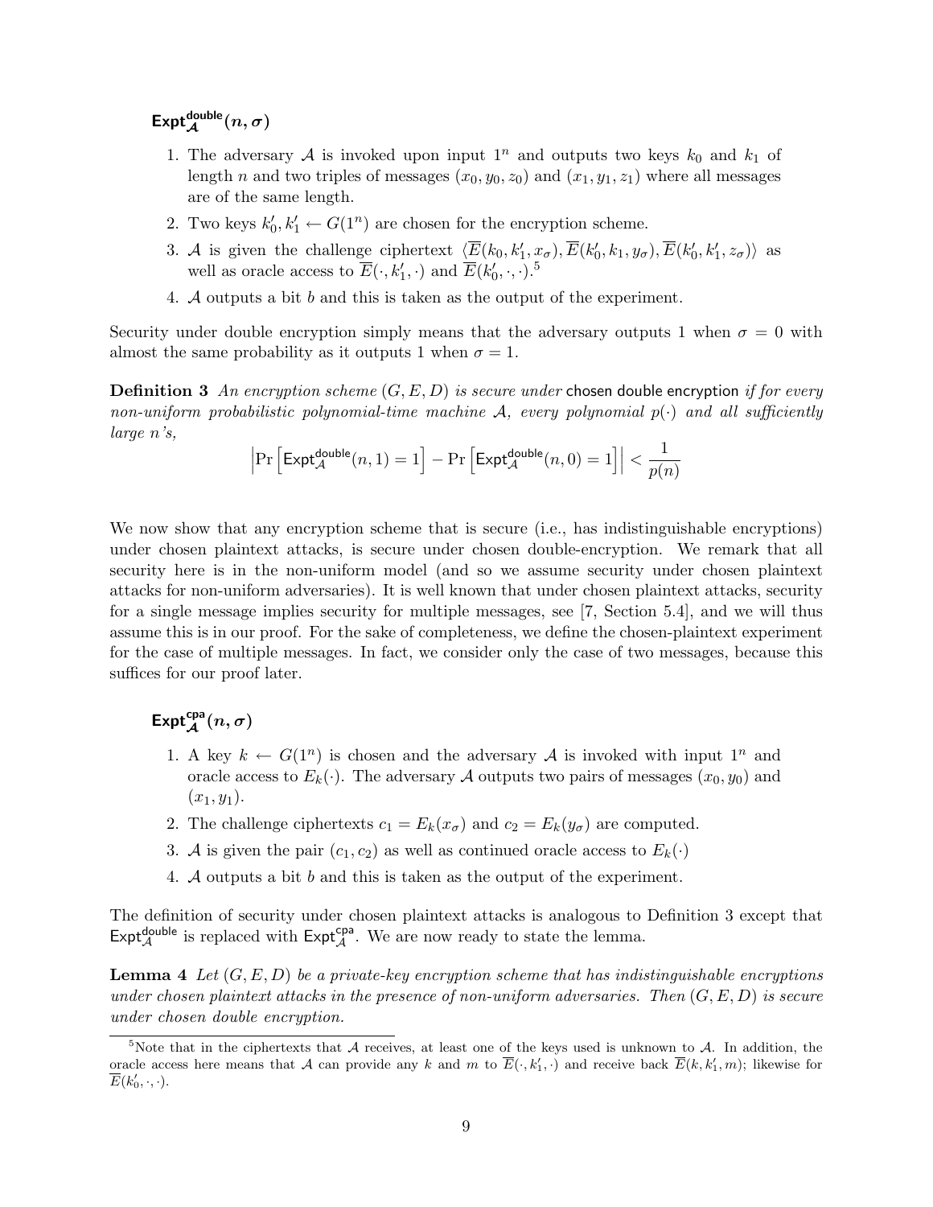**$\mathsf{Expt}^{\mathsf{double}}_{\mathcal{A}}(n, \sigma)$**

1. The adversary $\mathcal{A}$ is invoked upon input $1^n$ and outputs two keys $k_0$ and $k_1$ of length $n$ and two triples of messages $(x_0, y_0, z_0)$ and $(x_1, y_1, z_1)$ where all messages are of the same length.
2. Two keys $k'_0, k'_1 \leftarrow G(1^n)$ are chosen for the encryption scheme.
3. $\mathcal{A}$ is given the challenge ciphertext $\langle \overline{E}(k_0, k'_1, x_\sigma), \overline{E}(k'_0, k_1, y_\sigma), \overline{E}(k'_0, k'_1, z_\sigma)\rangle$ as well as oracle access to $\overline{E}(\cdot, k'_1, \cdot)$ and $\overline{E}(k'_0, \cdot, \cdot)$.[5]
4. $\mathcal{A}$ outputs a bit $b$ and this is taken as the output of the experiment.

Security under double encryption simply means that the adversary outputs 1 when $\sigma = 0$ with almost the same probability as it outputs 1 when $\sigma = 1$.

**Definition 3** *An encryption scheme $(G, E, D)$ is secure under* chosen double encryption *if for every non-uniform probabilistic polynomial-time machine $\mathcal{A}$, every polynomial $p(\cdot)$ and all sufficiently large $n$'s,*

$$\left|\Pr\left[\mathsf{Expt}^{\mathsf{double}}_{\mathcal{A}}(n, 1) = 1\right] - \Pr\left[\mathsf{Expt}^{\mathsf{double}}_{\mathcal{A}}(n, 0) = 1\right]\right| < \frac{1}{p(n)}$$

We now show that any encryption scheme that is secure (i.e., has indistinguishable encryptions) under chosen plaintext attacks, is secure under chosen double-encryption. We remark that all security here is in the non-uniform model (and so we assume security under chosen plaintext attacks for non-uniform adversaries). It is well known that under chosen plaintext attacks, security for a single message implies security for multiple messages, see [7, Section 5.4], and we will thus assume this is in our proof. For the sake of completeness, we define the chosen-plaintext experiment for the case of multiple messages. In fact, we consider only the case of two messages, because this suffices for our proof later.

**$\mathsf{Expt}^{\mathsf{cpa}}_{\mathcal{A}}(n, \sigma)$**

1. A key $k \leftarrow G(1^n)$ is chosen and the adversary $\mathcal{A}$ is invoked with input $1^n$ and oracle access to $E_k(\cdot)$. The adversary $\mathcal{A}$ outputs two pairs of messages $(x_0, y_0)$ and $(x_1, y_1)$.
2. The challenge ciphertexts $c_1 = E_k(x_\sigma)$ and $c_2 = E_k(y_\sigma)$ are computed.
3. $\mathcal{A}$ is given the pair $(c_1, c_2)$ as well as continued oracle access to $E_k(\cdot)$
4. $\mathcal{A}$ outputs a bit $b$ and this is taken as the output of the experiment.

The definition of security under chosen plaintext attacks is analogous to Definition 3 except that $\mathsf{Expt}^{\mathsf{double}}_{\mathcal{A}}$ is replaced with $\mathsf{Expt}^{\mathsf{cpa}}_{\mathcal{A}}$. We are now ready to state the lemma.

**Lemma 4** *Let $(G, E, D)$ be a private-key encryption scheme that has indistinguishable encryptions under chosen plaintext attacks in the presence of non-uniform adversaries. Then $(G, E, D)$ is secure under chosen double encryption.*

---

[5] Note that in the ciphertexts that $\mathcal{A}$ receives, at least one of the keys used is unknown to $\mathcal{A}$. In addition, the oracle access here means that $\mathcal{A}$ can provide any $k$ and $m$ to $\overline{E}(\cdot, k'_1, \cdot)$ and receive back $\overline{E}(k, k'_1, m)$; likewise for $\overline{E}(k'_0, \cdot, \cdot)$.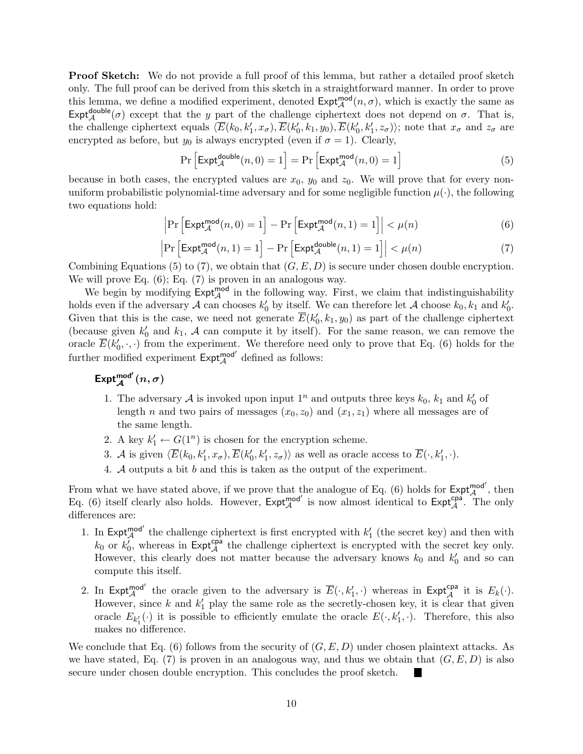**Proof Sketch:** We do not provide a full proof of this lemma, but rather a detailed proof sketch only. The full proof can be derived from this sketch in a straightforward manner. In order to prove this lemma, we define a modified experiment, denoted $\mathsf{Expt}^{\mathsf{mod}}_{\mathcal{A}}(n, \sigma)$, which is exactly the same as $\mathsf{Expt}^{\mathsf{double}}_{\mathcal{A}}(\sigma)$ except that the $y$ part of the challenge ciphertext does not depend on $\sigma$. That is, the challenge ciphertext equals $\langle \overline{E}(k_0, k_1', x_\sigma), \overline{E}(k_0', k_1, y_0), \overline{E}(k_0', k_1', z_\sigma)\rangle$; note that $x_\sigma$ and $z_\sigma$ are encrypted as before, but $y_0$ is always encrypted (even if $\sigma = 1$). Clearly,

$$\Pr\left[\mathsf{Expt}^{\mathsf{double}}_{\mathcal{A}}(n, 0) = 1\right] = \Pr\left[\mathsf{Expt}^{\mathsf{mod}}_{\mathcal{A}}(n, 0) = 1\right] \tag{5}$$

because in both cases, the encrypted values are $x_0$, $y_0$ and $z_0$. We will prove that for every non-uniform probabilistic polynomial-time adversary and for some negligible function $\mu(\cdot)$, the following two equations hold:

$$\left|\Pr\left[\mathsf{Expt}^{\mathsf{mod}}_{\mathcal{A}}(n, 0) = 1\right] - \Pr\left[\mathsf{Expt}^{\mathsf{mod}}_{\mathcal{A}}(n, 1) = 1\right]\right| < \mu(n) \tag{6}$$

$$\left|\Pr\left[\mathsf{Expt}^{\mathsf{mod}}_{\mathcal{A}}(n, 1) = 1\right] - \Pr\left[\mathsf{Expt}^{\mathsf{double}}_{\mathcal{A}}(n, 1) = 1\right]\right| < \mu(n) \tag{7}$$

Combining Equations (5) to (7), we obtain that $(G, E, D)$ is secure under chosen double encryption. We will prove Eq. (6); Eq. (7) is proven in an analogous way.

We begin by modifying $\mathsf{Expt}^{\mathsf{mod}}_{\mathcal{A}}$ in the following way. First, we claim that indistinguishability holds even if the adversary $\mathcal{A}$ can chooses $k_0'$ by itself. We can therefore let $\mathcal{A}$ choose $k_0, k_1$ and $k_0'$. Given that this is the case, we need not generate $\overline{E}(k_0', k_1, y_0)$ as part of the challenge ciphertext (because given $k_0'$ and $k_1$, $\mathcal{A}$ can compute it by itself). For the same reason, we can remove the oracle $\overline{E}(k_0', \cdot, \cdot)$ from the experiment. We therefore need only to prove that Eq. (6) holds for the further modified experiment $\mathsf{Expt}^{\mathsf{mod}'}_{\mathcal{A}}$ defined as follows:

$\mathsf{Expt}^{\mathsf{mod}'}_{\mathcal{A}}(n, \sigma)$

1. The adversary $\mathcal{A}$ is invoked upon input $1^n$ and outputs three keys $k_0$, $k_1$ and $k_0'$ of length $n$ and two pairs of messages $(x_0, z_0)$ and $(x_1, z_1)$ where all messages are of the same length.
2. A key $k_1' \leftarrow G(1^n)$ is chosen for the encryption scheme.
3. $\mathcal{A}$ is given $\langle \overline{E}(k_0, k_1', x_\sigma), \overline{E}(k_0', k_1', z_\sigma)\rangle$ as well as oracle access to $\overline{E}(\cdot, k_1', \cdot)$.
4. $\mathcal{A}$ outputs a bit $b$ and this is taken as the output of the experiment.

From what we have stated above, if we prove that the analogue of Eq. (6) holds for $\mathsf{Expt}^{\mathsf{mod}'}_{\mathcal{A}}$, then Eq. (6) itself clearly also holds. However, $\mathsf{Expt}^{\mathsf{mod}'}_{\mathcal{A}}$ is now almost identical to $\mathsf{Expt}^{\mathsf{cpa}}_{\mathcal{A}}$. The only differences are:

1. In $\mathsf{Expt}^{\mathsf{mod}'}_{\mathcal{A}}$ the challenge ciphertext is first encrypted with $k_1'$ (the secret key) and then with $k_0$ or $k_0'$, whereas in $\mathsf{Expt}^{\mathsf{cpa}}_{\mathcal{A}}$ the challenge ciphertext is encrypted with the secret key only. However, this clearly does not matter because the adversary knows $k_0$ and $k_0'$ and so can compute this itself.
2. In $\mathsf{Expt}^{\mathsf{mod}'}_{\mathcal{A}}$ the oracle given to the adversary is $\overline{E}(\cdot, k_1', \cdot)$ whereas in $\mathsf{Expt}^{\mathsf{cpa}}_{\mathcal{A}}$ it is $E_k(\cdot)$. However, since $k$ and $k_1'$ play the same role as the secretly-chosen key, it is clear that given oracle $E_{k_1'}(\cdot)$ it is possible to efficiently emulate the oracle $E(\cdot, k_1', \cdot)$. Therefore, this also makes no difference.

We conclude that Eq. (6) follows from the security of $(G, E, D)$ under chosen plaintext attacks. As we have stated, Eq. (7) is proven in an analogous way, and thus we obtain that $(G, E, D)$ is also secure under chosen double encryption. This concludes the proof sketch. ■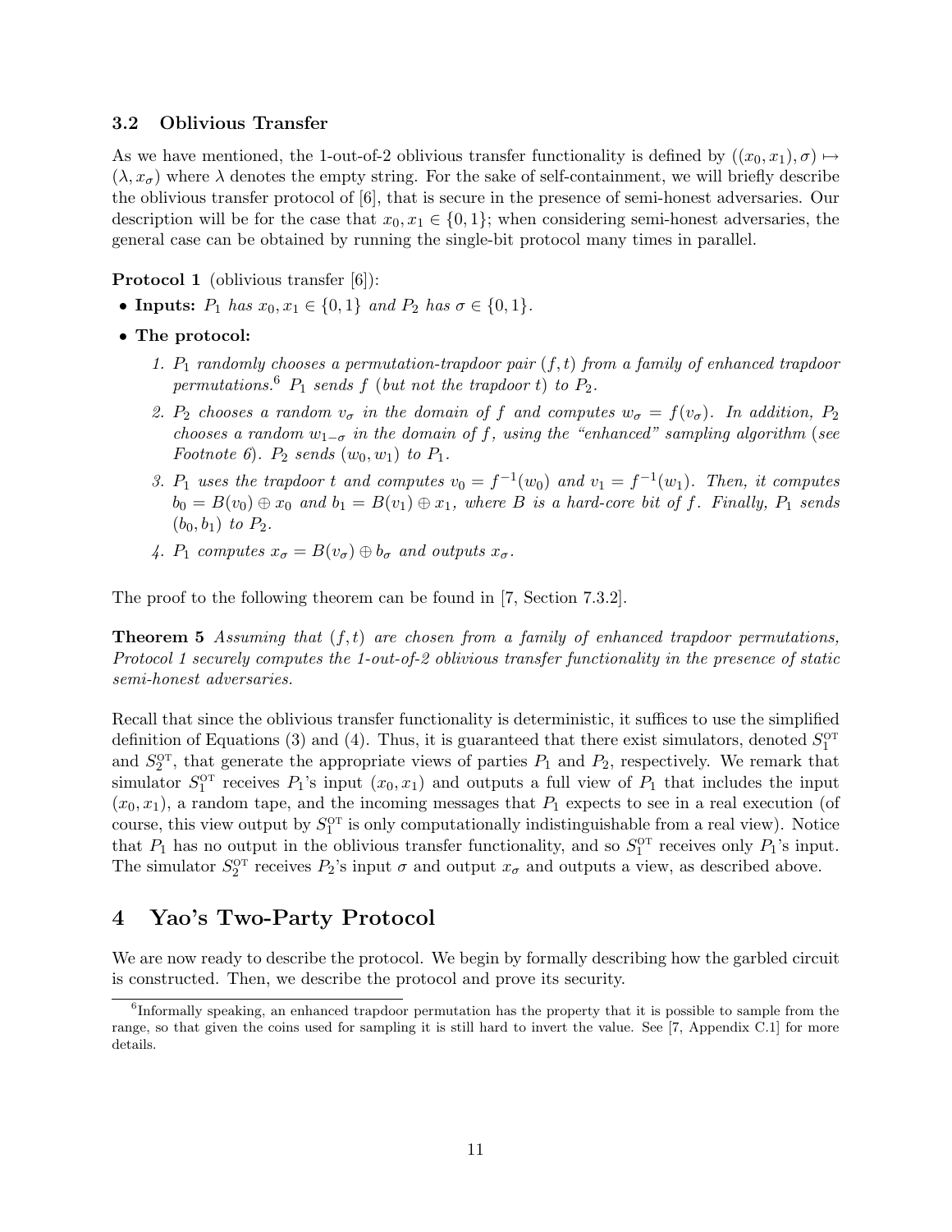### 3.2 Oblivious Transfer

As we have mentioned, the 1-out-of-2 oblivious transfer functionality is defined by $((x_0, x_1), \sigma) \mapsto (\lambda, x_\sigma)$ where $\lambda$ denotes the empty string. For the sake of self-containment, we will briefly describe the oblivious transfer protocol of [6], that is secure in the presence of semi-honest adversaries. Our description will be for the case that $x_0, x_1 \in \{0, 1\}$; when considering semi-honest adversaries, the general case can be obtained by running the single-bit protocol many times in parallel.

**Protocol 1** (oblivious transfer [6]):

- **Inputs:** *$P_1$ has $x_0, x_1 \in \{0, 1\}$ and $P_2$ has $\sigma \in \{0, 1\}$.*
- **The protocol:**
  1. *$P_1$ randomly chooses a permutation-trapdoor pair $(f, t)$ from a family of enhanced trapdoor permutations.*[6] *$P_1$ sends $f$ (but not the trapdoor $t$) to $P_2$.*
  2. *$P_2$ chooses a random $v_\sigma$ in the domain of $f$ and computes $w_\sigma = f(v_\sigma)$. In addition, $P_2$ chooses a random $w_{1-\sigma}$ in the domain of $f$, using the "enhanced" sampling algorithm (see Footnote 6). $P_2$ sends $(w_0, w_1)$ to $P_1$.*
  3. *$P_1$ uses the trapdoor $t$ and computes $v_0 = f^{-1}(w_0)$ and $v_1 = f^{-1}(w_1)$. Then, it computes $b_0 = B(v_0) \oplus x_0$ and $b_1 = B(v_1) \oplus x_1$, where $B$ is a hard-core bit of $f$. Finally, $P_1$ sends $(b_0, b_1)$ to $P_2$.*
  4. *$P_1$ computes $x_\sigma = B(v_\sigma) \oplus b_\sigma$ and outputs $x_\sigma$.*

The proof to the following theorem can be found in [7, Section 7.3.2].

**Theorem 5** *Assuming that $(f, t)$ are chosen from a family of enhanced trapdoor permutations, Protocol 1 securely computes the 1-out-of-2 oblivious transfer functionality in the presence of static semi-honest adversaries.*

Recall that since the oblivious transfer functionality is deterministic, it suffices to use the simplified definition of Equations (3) and (4). Thus, it is guaranteed that there exist simulators, denoted $S_1^{\text{OT}}$ and $S_2^{\text{OT}}$, that generate the appropriate views of parties $P_1$ and $P_2$, respectively. We remark that simulator $S_1^{\text{OT}}$ receives $P_1$'s input $(x_0, x_1)$ and outputs a full view of $P_1$ that includes the input $(x_0, x_1)$, a random tape, and the incoming messages that $P_1$ expects to see in a real execution (of course, this view output by $S_1^{\text{OT}}$ is only computationally indistinguishable from a real view). Notice that $P_1$ has no output in the oblivious transfer functionality, and so $S_1^{\text{OT}}$ receives only $P_1$'s input. The simulator $S_2^{\text{OT}}$ receives $P_2$'s input $\sigma$ and output $x_\sigma$ and outputs a view, as described above.

## 4 Yao's Two-Party Protocol

We are now ready to describe the protocol. We begin by formally describing how the garbled circuit is constructed. Then, we describe the protocol and prove its security.

[6] Informally speaking, an enhanced trapdoor permutation has the property that it is possible to sample from the range, so that given the coins used for sampling it is still hard to invert the value. See [7, Appendix C.1] for more details.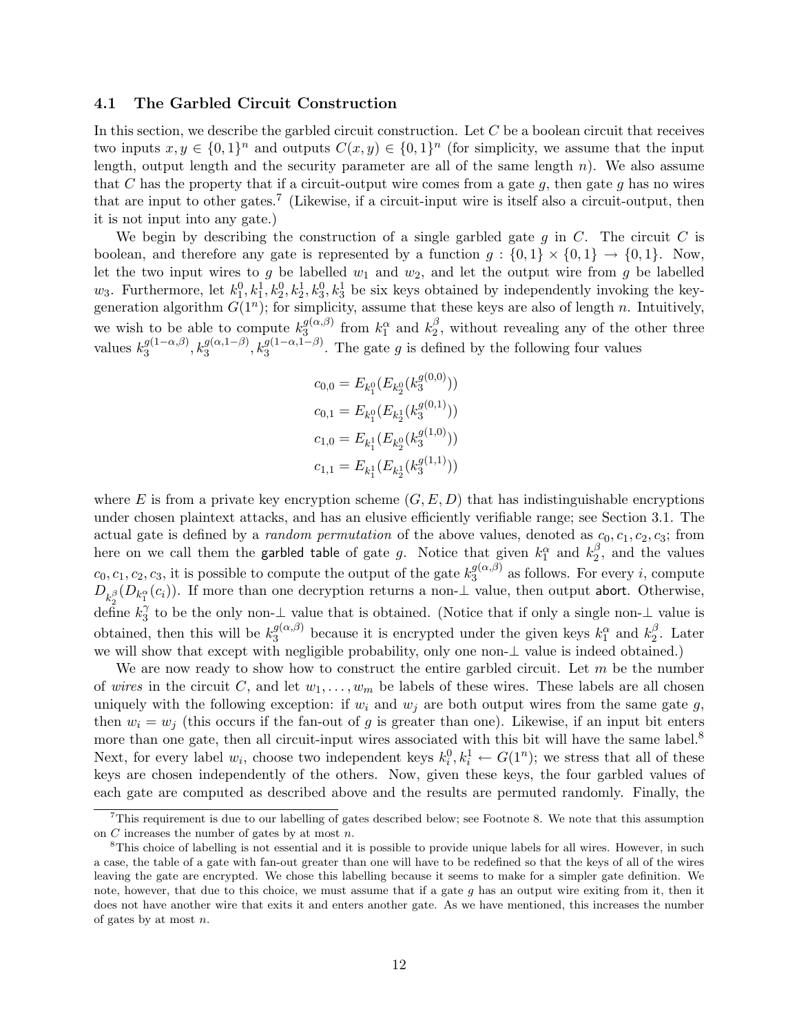### 4.1 The Garbled Circuit Construction

In this section, we describe the garbled circuit construction. Let $C$ be a boolean circuit that receives two inputs $x, y \in \{0,1\}^n$ and outputs $C(x,y) \in \{0,1\}^n$ (for simplicity, we assume that the input length, output length and the security parameter are all of the same length $n$). We also assume that $C$ has the property that if a circuit-output wire comes from a gate $g$, then gate $g$ has no wires that are input to other gates.[7] (Likewise, if a circuit-input wire is itself also a circuit-output, then it is not input into any gate.)

We begin by describing the construction of a single garbled gate $g$ in $C$. The circuit $C$ is boolean, and therefore any gate is represented by a function $g : \{0,1\} \times \{0,1\} \to \{0,1\}$. Now, let the two input wires to $g$ be labelled $w_1$ and $w_2$, and let the output wire from $g$ be labelled $w_3$. Furthermore, let $k_1^0, k_1^1, k_2^0, k_2^1, k_3^0, k_3^1$ be six keys obtained by independently invoking the key-generation algorithm $G(1^n)$; for simplicity, assume that these keys are also of length $n$. Intuitively, we wish to be able to compute $k_3^{g(\alpha,\beta)}$ from $k_1^\alpha$ and $k_2^\beta$, without revealing any of the other three values $k_3^{g(1-\alpha,\beta)}, k_3^{g(\alpha,1-\beta)}, k_3^{g(1-\alpha,1-\beta)}$. The gate $g$ is defined by the following four values

$$
\begin{aligned}
c_{0,0} &= E_{k_1^0}(E_{k_2^0}(k_3^{g(0,0)})) \\
c_{0,1} &= E_{k_1^0}(E_{k_2^1}(k_3^{g(0,1)})) \\
c_{1,0} &= E_{k_1^1}(E_{k_2^0}(k_3^{g(1,0)})) \\
c_{1,1} &= E_{k_1^1}(E_{k_2^1}(k_3^{g(1,1)}))
\end{aligned}
$$

where $E$ is from a private key encryption scheme $(G, E, D)$ that has indistinguishable encryptions under chosen plaintext attacks, and has an elusive efficiently verifiable range; see Section 3.1. The actual gate is defined by a *random permutation* of the above values, denoted as $c_0, c_1, c_2, c_3$; from here on we call them the garbled table of gate $g$. Notice that given $k_1^\alpha$ and $k_2^\beta$, and the values $c_0, c_1, c_2, c_3$, it is possible to compute the output of the gate $k_3^{g(\alpha,\beta)}$ as follows. For every $i$, compute $D_{k_2^\beta}(D_{k_1^\alpha}(c_i))$. If more than one decryption returns a non-$\perp$ value, then output abort. Otherwise, define $k_3^\gamma$ to be the only non-$\perp$ value that is obtained. (Notice that if only a single non-$\perp$ value is obtained, then this will be $k_3^{g(\alpha,\beta)}$ because it is encrypted under the given keys $k_1^\alpha$ and $k_2^\beta$. Later we will show that except with negligible probability, only one non-$\perp$ value is indeed obtained.)

We are now ready to show how to construct the entire garbled circuit. Let $m$ be the number of *wires* in the circuit $C$, and let $w_1, \ldots, w_m$ be labels of these wires. These labels are all chosen uniquely with the following exception: if $w_i$ and $w_j$ are both output wires from the same gate $g$, then $w_i = w_j$ (this occurs if the fan-out of $g$ is greater than one). Likewise, if an input bit enters more than one gate, then all circuit-input wires associated with this bit will have the same label.[8] Next, for every label $w_i$, choose two independent keys $k_i^0, k_i^1 \leftarrow G(1^n)$; we stress that all of these keys are chosen independently of the others. Now, given these keys, the four garbled values of each gate are computed as described above and the results are permuted randomly. Finally, the

---

[7] This requirement is due to our labelling of gates described below; see Footnote 8. We note that this assumption on $C$ increases the number of gates by at most $n$.

[8] This choice of labelling is not essential and it is possible to provide unique labels for all wires. However, in such a case, the table of a gate with fan-out greater than one will have to be redefined so that the keys of all of the wires leaving the gate are encrypted. We chose this labelling because it seems to make for a simpler gate definition. We note, however, that due to this choice, we must assume that if a gate $g$ has an output wire exiting from it, then it does not have another wire that exits it and enters another gate. As we have mentioned, this increases the number of gates by at most $n$.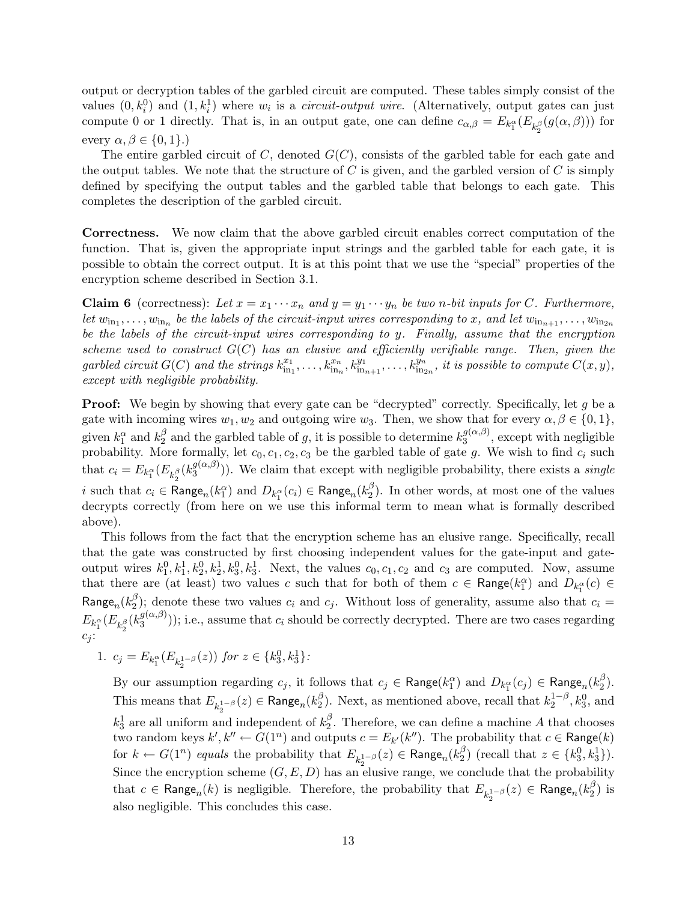output or decryption tables of the garbled circuit are computed. These tables simply consist of the values $(0, k_i^0)$ and $(1, k_i^1)$ where $w_i$ is a *circuit-output wire*. (Alternatively, output gates can just compute 0 or 1 directly. That is, in an output gate, one can define $c_{\alpha,\beta} = E_{k_1^\alpha}(E_{k_2^\beta}(g(\alpha,\beta)))$ for every $\alpha, \beta \in \{0,1\}$.)

The entire garbled circuit of $C$, denoted $G(C)$, consists of the garbled table for each gate and the output tables. We note that the structure of $C$ is given, and the garbled version of $C$ is simply defined by specifying the output tables and the garbled table that belongs to each gate. This completes the description of the garbled circuit.

**Correctness.** We now claim that the above garbled circuit enables correct computation of the function. That is, given the appropriate input strings and the garbled table for each gate, it is possible to obtain the correct output. It is at this point that we use the "special" properties of the encryption scheme described in Section 3.1.

**Claim 6** (correctness): *Let $x = x_1 \cdots x_n$ and $y = y_1 \cdots y_n$ be two $n$-bit inputs for $C$. Furthermore, let $w_{\text{in}_1}, \ldots, w_{\text{in}_n}$ be the labels of the circuit-input wires corresponding to $x$, and let $w_{\text{in}_{n+1}}, \ldots, w_{\text{in}_{2n}}$ be the labels of the circuit-input wires corresponding to $y$. Finally, assume that the encryption scheme used to construct $G(C)$ has an elusive and efficiently verifiable range. Then, given the garbled circuit $G(C)$ and the strings $k_{\text{in}_1}^{x_1}, \ldots, k_{\text{in}_n}^{x_n}, k_{\text{in}_{n+1}}^{y_1}, \ldots, k_{\text{in}_{2n}}^{y_n}$, it is possible to compute $C(x,y)$, except with negligible probability.*

**Proof:** We begin by showing that every gate can be "decrypted" correctly. Specifically, let $g$ be a gate with incoming wires $w_1, w_2$ and outgoing wire $w_3$. Then, we show that for every $\alpha, \beta \in \{0,1\}$, given $k_1^\alpha$ and $k_2^\beta$ and the garbled table of $g$, it is possible to determine $k_3^{g(\alpha,\beta)}$, except with negligible probability. More formally, let $c_0, c_1, c_2, c_3$ be the garbled table of gate $g$. We wish to find $c_i$ such that $c_i = E_{k_1^\alpha}(E_{k_2^\beta}(k_3^{g(\alpha,\beta)}))$. We claim that except with negligible probability, there exists a *single* $i$ such that $c_i \in \mathsf{Range}_n(k_1^\alpha)$ and $D_{k_1^\alpha}(c_i) \in \mathsf{Range}_n(k_2^\beta)$. In other words, at most one of the values decrypts correctly (from here on we use this informal term to mean what is formally described above).

This follows from the fact that the encryption scheme has an elusive range. Specifically, recall that the gate was constructed by first choosing independent values for the gate-input and gate-output wires $k_1^0, k_1^1, k_2^0, k_2^1, k_3^0, k_3^1$. Next, the values $c_0, c_1, c_2$ and $c_3$ are computed. Now, assume that there are (at least) two values $c$ such that for both of them $c \in \mathsf{Range}(k_1^\alpha)$ and $D_{k_1^\alpha}(c) \in \mathsf{Range}_n(k_2^\beta)$; denote these two values $c_i$ and $c_j$. Without loss of generality, assume also that $c_i = E_{k_1^\alpha}(E_{k_2^\beta}(k_3^{g(\alpha,\beta)}))$; i.e., assume that $c_i$ should be correctly decrypted. There are two cases regarding $c_j$:

1. *$c_j = E_{k_1^\alpha}(E_{k_2^{1-\beta}}(z))$ for $z \in \{k_3^0, k_3^1\}$:*

   By our assumption regarding $c_j$, it follows that $c_j \in \mathsf{Range}(k_1^\alpha)$ and $D_{k_1^\alpha}(c_j) \in \mathsf{Range}_n(k_2^\beta)$. This means that $E_{k_2^{1-\beta}}(z) \in \mathsf{Range}_n(k_2^\beta)$. Next, as mentioned above, recall that $k_2^{1-\beta}, k_3^0$, and $k_3^1$ are all uniform and independent of $k_2^\beta$. Therefore, we can define a machine $A$ that chooses two random keys $k', k'' \leftarrow G(1^n)$ and outputs $c = E_{k'}(k'')$. The probability that $c \in \mathsf{Range}(k)$ for $k \leftarrow G(1^n)$ *equals* the probability that $E_{k_2^{1-\beta}}(z) \in \mathsf{Range}_n(k_2^\beta)$ (recall that $z \in \{k_3^0, k_3^1\}$). Since the encryption scheme $(G, E, D)$ has an elusive range, we conclude that the probability that $c \in \mathsf{Range}_n(k)$ is negligible. Therefore, the probability that $E_{k_2^{1-\beta}}(z) \in \mathsf{Range}_n(k_2^\beta)$ is also negligible. This concludes this case.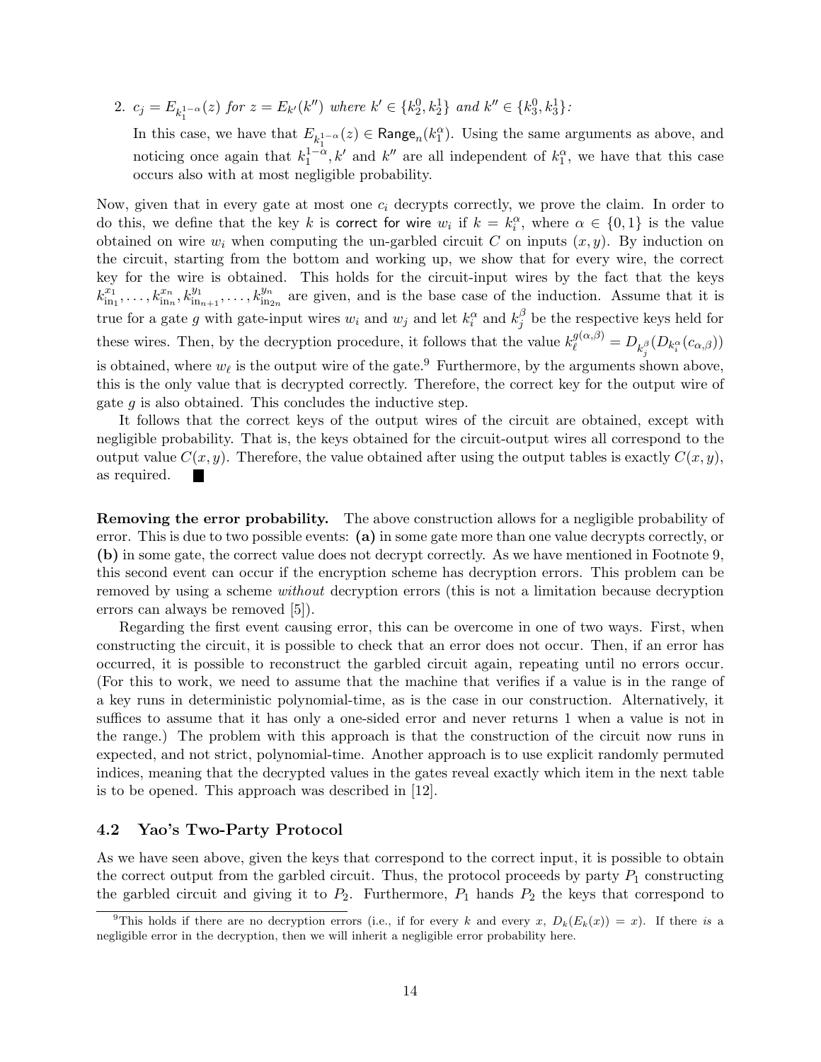2. $c_j = E_{k_1^{1-\alpha}}(z)$ *for* $z = E_{k'}(k'')$ *where* $k' \in \{k_2^0, k_2^1\}$ *and* $k'' \in \{k_3^0, k_3^1\}$*:*

   In this case, we have that $E_{k_1^{1-\alpha}}(z) \in \mathsf{Range}_n(k_1^\alpha)$. Using the same arguments as above, and noticing once again that $k_1^{1-\alpha}, k'$ and $k''$ are all independent of $k_1^\alpha$, we have that this case occurs also with at most negligible probability.

Now, given that in every gate at most one $c_i$ decrypts correctly, we prove the claim. In order to do this, we define that the key $k$ is correct for wire $w_i$ if $k = k_i^\alpha$, where $\alpha \in \{0,1\}$ is the value obtained on wire $w_i$ when computing the un-garbled circuit $C$ on inputs $(x, y)$. By induction on the circuit, starting from the bottom and working up, we show that for every wire, the correct key for the wire is obtained. This holds for the circuit-input wires by the fact that the keys $k_{\text{in}_1}^{x_1}, \ldots, k_{\text{in}_n}^{x_n}, k_{\text{in}_{n+1}}^{y_1}, \ldots, k_{\text{in}_{2n}}^{y_n}$ are given, and is the base case of the induction. Assume that it is true for a gate $g$ with gate-input wires $w_i$ and $w_j$ and let $k_i^\alpha$ and $k_j^\beta$ be the respective keys held for these wires. Then, by the decryption procedure, it follows that the value $k_\ell^{g(\alpha,\beta)} = D_{k_j^\beta}(D_{k_i^\alpha}(c_{\alpha,\beta}))$ is obtained, where $w_\ell$ is the output wire of the gate.[9] Furthermore, by the arguments shown above, this is the only value that is decrypted correctly. Therefore, the correct key for the output wire of gate $g$ is also obtained. This concludes the inductive step.

It follows that the correct keys of the output wires of the circuit are obtained, except with negligible probability. That is, the keys obtained for the circuit-output wires all correspond to the output value $C(x, y)$. Therefore, the value obtained after using the output tables is exactly $C(x, y)$, as required. ■

**Removing the error probability.** The above construction allows for a negligible probability of error. This is due to two possible events: **(a)** in some gate more than one value decrypts correctly, or **(b)** in some gate, the correct value does not decrypt correctly. As we have mentioned in Footnote 9, this second event can occur if the encryption scheme has decryption errors. This problem can be removed by using a scheme *without* decryption errors (this is not a limitation because decryption errors can always be removed [5]).

Regarding the first event causing error, this can be overcome in one of two ways. First, when constructing the circuit, it is possible to check that an error does not occur. Then, if an error has occurred, it is possible to reconstruct the garbled circuit again, repeating until no errors occur. (For this to work, we need to assume that the machine that verifies if a value is in the range of a key runs in deterministic polynomial-time, as is the case in our construction. Alternatively, it suffices to assume that it has only a one-sided error and never returns 1 when a value is not in the range.) The problem with this approach is that the construction of the circuit now runs in expected, and not strict, polynomial-time. Another approach is to use explicit randomly permuted indices, meaning that the decrypted values in the gates reveal exactly which item in the next table is to be opened. This approach was described in [12].

## 4.2 Yao's Two-Party Protocol

As we have seen above, given the keys that correspond to the correct input, it is possible to obtain the correct output from the garbled circuit. Thus, the protocol proceeds by party $P_1$ constructing the garbled circuit and giving it to $P_2$. Furthermore, $P_1$ hands $P_2$ the keys that correspond to

[9] This holds if there are no decryption errors (i.e., if for every $k$ and every $x$, $D_k(E_k(x)) = x$). If there *is* a negligible error in the decryption, then we will inherit a negligible error probability here.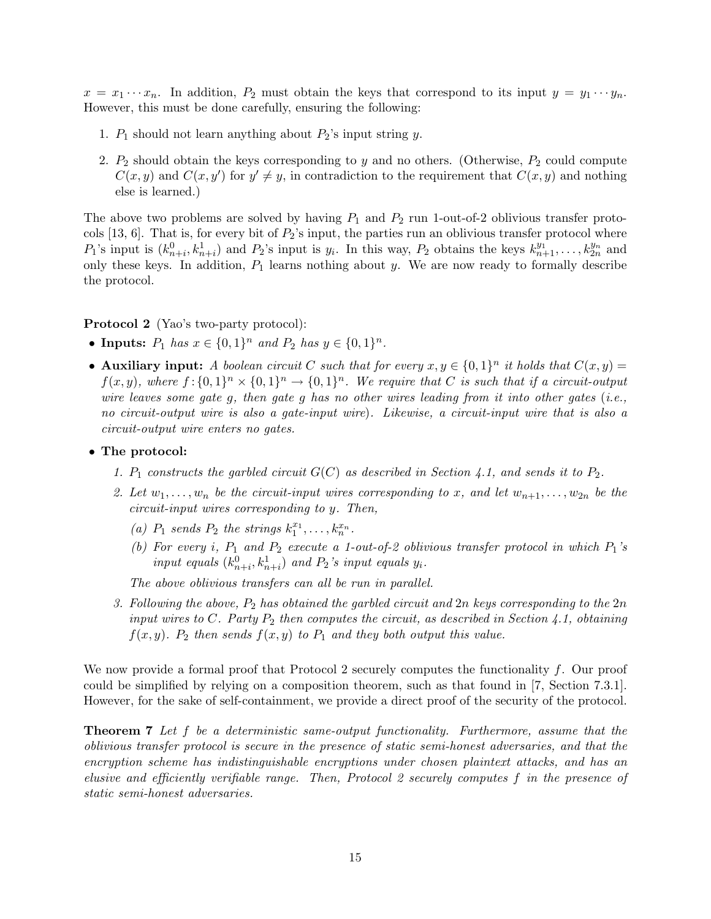$x = x_1 \cdots x_n$. In addition, $P_2$ must obtain the keys that correspond to its input $y = y_1 \cdots y_n$. However, this must be done carefully, ensuring the following:

1. $P_1$ should not learn anything about $P_2$'s input string $y$.
2. $P_2$ should obtain the keys corresponding to $y$ and no others. (Otherwise, $P_2$ could compute $C(x, y)$ and $C(x, y')$ for $y' \neq y$, in contradiction to the requirement that $C(x, y)$ and nothing else is learned.)

The above two problems are solved by having $P_1$ and $P_2$ run 1-out-of-2 oblivious transfer protocols [13, 6]. That is, for every bit of $P_2$'s input, the parties run an oblivious transfer protocol where $P_1$'s input is $(k^0_{n+i}, k^1_{n+i})$ and $P_2$'s input is $y_i$. In this way, $P_2$ obtains the keys $k^{y_1}_{n+1}, \ldots, k^{y_n}_{2n}$ and only these keys. In addition, $P_1$ learns nothing about $y$. We are now ready to formally describe the protocol.

**Protocol 2** (Yao's two-party protocol):

- **Inputs:** *$P_1$ has $x \in \{0,1\}^n$ and $P_2$ has $y \in \{0,1\}^n$.*
- **Auxiliary input:** *A boolean circuit $C$ such that for every $x, y \in \{0,1\}^n$ it holds that $C(x, y) = f(x, y)$, where $f : \{0,1\}^n \times \{0,1\}^n \to \{0,1\}^n$. We require that $C$ is such that if a circuit-output wire leaves some gate $g$, then gate $g$ has no other wires leading from it into other gates (i.e., no circuit-output wire is also a gate-input wire). Likewise, a circuit-input wire that is also a circuit-output wire enters no gates.*
- **The protocol:**
  1. *$P_1$ constructs the garbled circuit $G(C)$ as described in Section 4.1, and sends it to $P_2$.*
  2. *Let $w_1, \ldots, w_n$ be the circuit-input wires corresponding to $x$, and let $w_{n+1}, \ldots, w_{2n}$ be the circuit-input wires corresponding to $y$. Then,*
     (a) *$P_1$ sends $P_2$ the strings $k^{x_1}_1, \ldots, k^{x_n}_n$.*
     (b) *For every $i$, $P_1$ and $P_2$ execute a 1-out-of-2 oblivious transfer protocol in which $P_1$'s input equals $(k^0_{n+i}, k^1_{n+i})$ and $P_2$'s input equals $y_i$.*

     *The above oblivious transfers can all be run in parallel.*
  3. *Following the above, $P_2$ has obtained the garbled circuit and $2n$ keys corresponding to the $2n$ input wires to $C$. Party $P_2$ then computes the circuit, as described in Section 4.1, obtaining $f(x, y)$. $P_2$ then sends $f(x, y)$ to $P_1$ and they both output this value.*

We now provide a formal proof that Protocol 2 securely computes the functionality $f$. Our proof could be simplified by relying on a composition theorem, such as that found in [7, Section 7.3.1]. However, for the sake of self-containment, we provide a direct proof of the security of the protocol.

**Theorem 7** *Let $f$ be a deterministic same-output functionality. Furthermore, assume that the oblivious transfer protocol is secure in the presence of static semi-honest adversaries, and that the encryption scheme has indistinguishable encryptions under chosen plaintext attacks, and has an elusive and efficiently verifiable range. Then, Protocol 2 securely computes $f$ in the presence of static semi-honest adversaries.*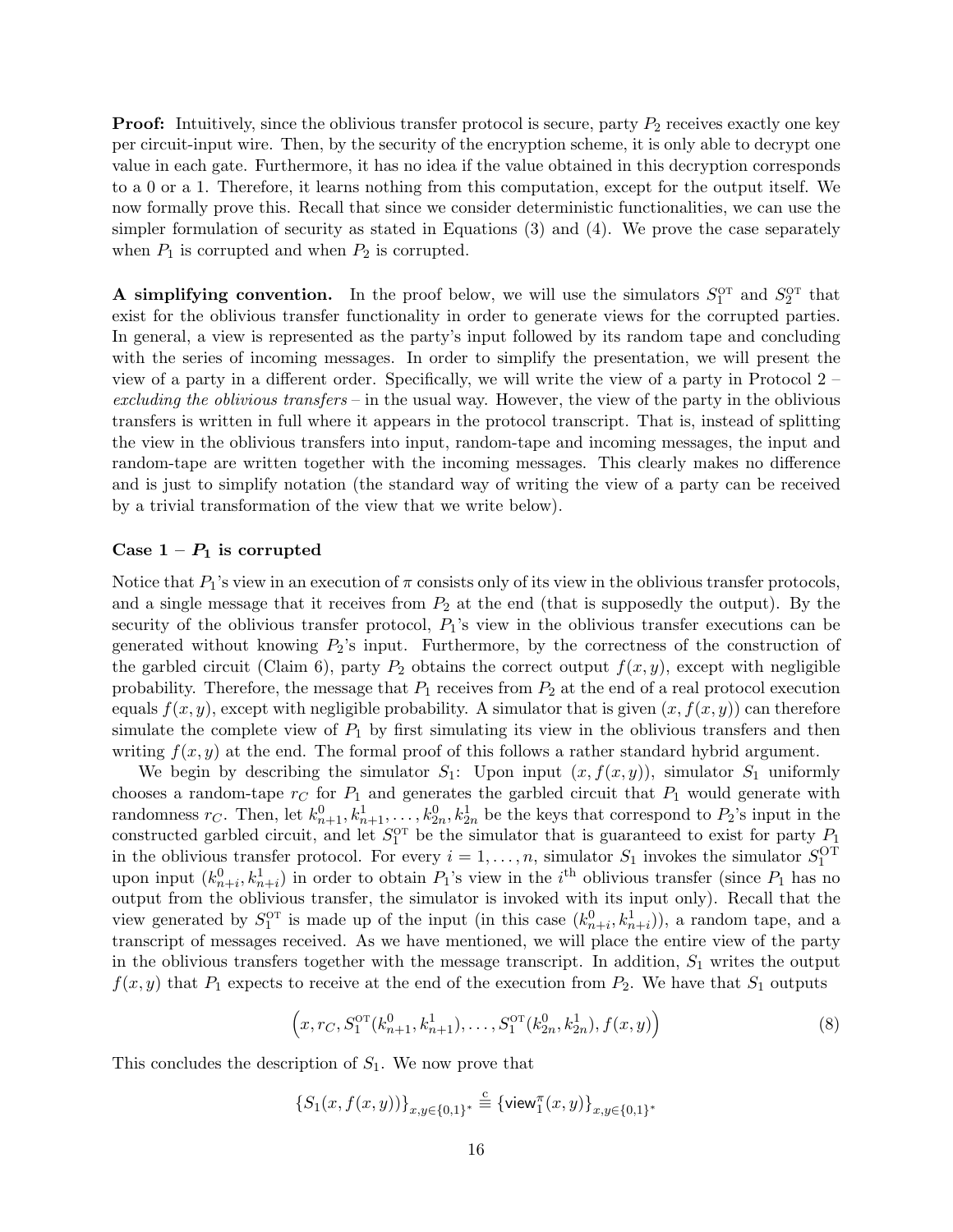**Proof:** Intuitively, since the oblivious transfer protocol is secure, party $P_2$ receives exactly one key per circuit-input wire. Then, by the security of the encryption scheme, it is only able to decrypt one value in each gate. Furthermore, it has no idea if the value obtained in this decryption corresponds to a 0 or a 1. Therefore, it learns nothing from this computation, except for the output itself. We now formally prove this. Recall that since we consider deterministic functionalities, we can use the simpler formulation of security as stated in Equations (3) and (4). We prove the case separately when $P_1$ is corrupted and when $P_2$ is corrupted.

**A simplifying convention.** In the proof below, we will use the simulators $S_1^{\rm OT}$ and $S_2^{\rm OT}$ that exist for the oblivious transfer functionality in order to generate views for the corrupted parties. In general, a view is represented as the party's input followed by its random tape and concluding with the series of incoming messages. In order to simplify the presentation, we will present the view of a party in a different order. Specifically, we will write the view of a party in Protocol 2 – *excluding the oblivious transfers* – in the usual way. However, the view of the party in the oblivious transfers is written in full where it appears in the protocol transcript. That is, instead of splitting the view in the oblivious transfers into input, random-tape and incoming messages, the input and random-tape are written together with the incoming messages. This clearly makes no difference and is just to simplify notation (the standard way of writing the view of a party can be received by a trivial transformation of the view that we write below).

### Case 1 – $P_1$ is corrupted

Notice that $P_1$'s view in an execution of $\pi$ consists only of its view in the oblivious transfer protocols, and a single message that it receives from $P_2$ at the end (that is supposedly the output). By the security of the oblivious transfer protocol, $P_1$'s view in the oblivious transfer executions can be generated without knowing $P_2$'s input. Furthermore, by the correctness of the construction of the garbled circuit (Claim 6), party $P_2$ obtains the correct output $f(x, y)$, except with negligible probability. Therefore, the message that $P_1$ receives from $P_2$ at the end of a real protocol execution equals $f(x, y)$, except with negligible probability. A simulator that is given $(x, f(x, y))$ can therefore simulate the complete view of $P_1$ by first simulating its view in the oblivious transfers and then writing $f(x, y)$ at the end. The formal proof of this follows a rather standard hybrid argument.

We begin by describing the simulator $S_1$: Upon input $(x, f(x, y))$, simulator $S_1$ uniformly chooses a random-tape $r_C$ for $P_1$ and generates the garbled circuit that $P_1$ would generate with randomness $r_C$. Then, let $k^0_{n+1}, k^1_{n+1}, \ldots, k^0_{2n}, k^1_{2n}$ be the keys that correspond to $P_2$'s input in the constructed garbled circuit, and let $S_1^{\rm OT}$ be the simulator that is guaranteed to exist for party $P_1$ in the oblivious transfer protocol. For every $i = 1, \ldots, n$, simulator $S_1$ invokes the simulator $S_1^{\rm OT}$ upon input $(k^0_{n+i}, k^1_{n+i})$ in order to obtain $P_1$'s view in the $i^{\rm th}$ oblivious transfer (since $P_1$ has no output from the oblivious transfer, the simulator is invoked with its input only). Recall that the view generated by $S_1^{\rm OT}$ is made up of the input (in this case $(k^0_{n+i}, k^1_{n+i})$), a random tape, and a transcript of messages received. As we have mentioned, we will place the entire view of the party in the oblivious transfers together with the message transcript. In addition, $S_1$ writes the output $f(x, y)$ that $P_1$ expects to receive at the end of the execution from $P_2$. We have that $S_1$ outputs

$$\Big(x, r_C, S_1^{\rm OT}(k^0_{n+1}, k^1_{n+1}), \ldots, S_1^{\rm OT}(k^0_{2n}, k^1_{2n}), f(x, y)\Big) \tag{8}$$

This concludes the description of $S_1$. We now prove that

$$\{S_1(x, f(x, y))\}_{x,y\in\{0,1\}^*} \stackrel{\rm c}{\equiv} \{\mathsf{view}_1^\pi(x, y)\}_{x,y\in\{0,1\}^*}$$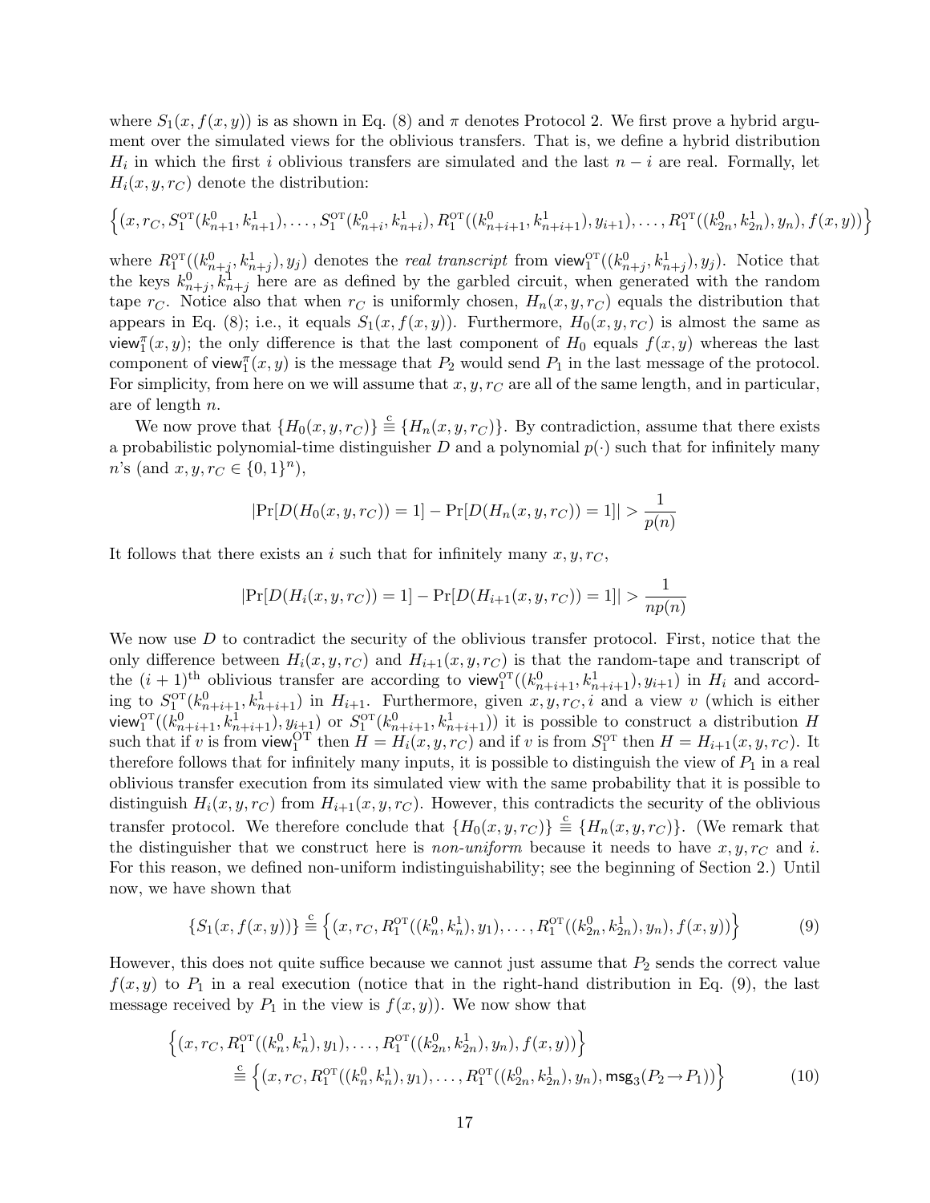where $S_1(x, f(x,y))$ is as shown in Eq. (8) and $\pi$ denotes Protocol 2. We first prove a hybrid argument over the simulated views for the oblivious transfers. That is, we define a hybrid distribution $H_i$ in which the first $i$ oblivious transfers are simulated and the last $n-i$ are real. Formally, let $H_i(x, y, r_C)$ denote the distribution:

$$\left\{(x, r_C, S_1^{\rm OT}(k_{n+1}^0, k_{n+1}^1), \ldots, S_1^{\rm OT}(k_{n+i}^0, k_{n+i}^1), R_1^{\rm OT}((k_{n+i+1}^0, k_{n+i+1}^1), y_{i+1}), \ldots, R_1^{\rm OT}((k_{2n}^0, k_{2n}^1), y_n), f(x,y))\right\}$$

where $R_1^{\rm OT}((k_{n+j}^0, k_{n+j}^1), y_j)$ denotes the *real transcript* from $\mathsf{view}_1^{\rm OT}((k_{n+j}^0, k_{n+j}^1), y_j)$. Notice that the keys $k_{n+j}^0, k_{n+j}^1$ here are as defined by the garbled circuit, when generated with the random tape $r_C$. Notice also that when $r_C$ is uniformly chosen, $H_n(x, y, r_C)$ equals the distribution that appears in Eq. (8); i.e., it equals $S_1(x, f(x,y))$. Furthermore, $H_0(x, y, r_C)$ is almost the same as $\mathsf{view}_1^\pi(x,y)$; the only difference is that the last component of $H_0$ equals $f(x,y)$ whereas the last component of $\mathsf{view}_1^\pi(x,y)$ is the message that $P_2$ would send $P_1$ in the last message of the protocol. For simplicity, from here on we will assume that $x, y, r_C$ are all of the same length, and in particular, are of length $n$.

We now prove that $\{H_0(x, y, r_C)\} \stackrel{\rm c}{\equiv} \{H_n(x, y, r_C)\}$. By contradiction, assume that there exists a probabilistic polynomial-time distinguisher $D$ and a polynomial $p(\cdot)$ such that for infinitely many $n$'s (and $x, y, r_C \in \{0,1\}^n$),

$$|\Pr[D(H_0(x, y, r_C)) = 1] - \Pr[D(H_n(x, y, r_C)) = 1]| > \frac{1}{p(n)}$$

It follows that there exists an $i$ such that for infinitely many $x, y, r_C$,

$$|\Pr[D(H_i(x, y, r_C)) = 1] - \Pr[D(H_{i+1}(x, y, r_C)) = 1]| > \frac{1}{np(n)}$$

We now use $D$ to contradict the security of the oblivious transfer protocol. First, notice that the only difference between $H_i(x, y, r_C)$ and $H_{i+1}(x, y, r_C)$ is that the random-tape and transcript of the $(i+1)^{\rm th}$ oblivious transfer are according to $\mathsf{view}_1^{\rm OT}((k_{n+i+1}^0, k_{n+i+1}^1), y_{i+1})$ in $H_i$ and according to $S_1^{\rm OT}(k_{n+i+1}^0, k_{n+i+1}^1)$ in $H_{i+1}$. Furthermore, given $x, y, r_C, i$ and a view $v$ (which is either $\mathsf{view}_1^{\rm OT}((k_{n+i+1}^0, k_{n+i+1}^1), y_{i+1})$ or $S_1^{\rm OT}(k_{n+i+1}^0, k_{n+i+1}^1)$) it is possible to construct a distribution $H$ such that if $v$ is from $\mathsf{view}_1^{\rm OT}$ then $H = H_i(x, y, r_C)$ and if $v$ is from $S_1^{\rm OT}$ then $H = H_{i+1}(x, y, r_C)$. It therefore follows that for infinitely many inputs, it is possible to distinguish the view of $P_1$ in a real oblivious transfer execution from its simulated view with the same probability that it is possible to distinguish $H_i(x, y, r_C)$ from $H_{i+1}(x, y, r_C)$. However, this contradicts the security of the oblivious transfer protocol. We therefore conclude that $\{H_0(x, y, r_C)\} \stackrel{\rm c}{\equiv} \{H_n(x, y, r_C)\}$. (We remark that the distinguisher that we construct here is *non-uniform* because it needs to have $x, y, r_C$ and $i$. For this reason, we defined non-uniform indistinguishability; see the beginning of Section 2.) Until now, we have shown that

$$\{S_1(x, f(x,y))\} \stackrel{\rm c}{\equiv} \left\{(x, r_C, R_1^{\rm OT}((k_n^0, k_n^1), y_1), \ldots, R_1^{\rm OT}((k_{2n}^0, k_{2n}^1), y_n), f(x,y))\right\} \tag{9}$$

However, this does not quite suffice because we cannot just assume that $P_2$ sends the correct value $f(x,y)$ to $P_1$ in a real execution (notice that in the right-hand distribution in Eq. (9), the last message received by $P_1$ in the view is $f(x,y)$). We now show that

$$\begin{aligned}&\left\{(x, r_C, R_1^{\rm OT}((k_n^0, k_n^1), y_1), \ldots, R_1^{\rm OT}((k_{2n}^0, k_{2n}^1), y_n), f(x,y))\right\} \\ &\qquad \stackrel{\rm c}{\equiv} \left\{(x, r_C, R_1^{\rm OT}((k_n^0, k_n^1), y_1), \ldots, R_1^{\rm OT}((k_{2n}^0, k_{2n}^1), y_n), \mathsf{msg}_3(P_2 \to P_1))\right\}\end{aligned} \tag{10}$$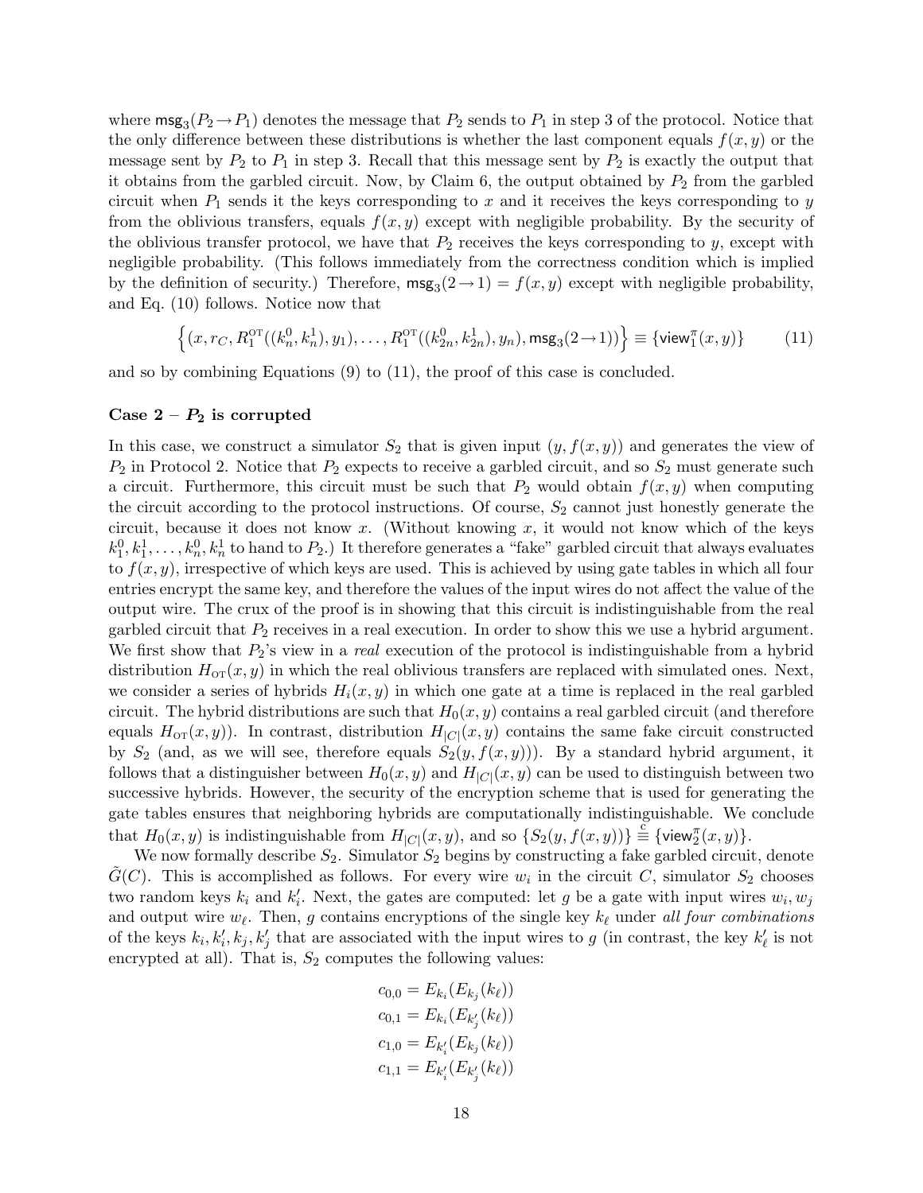where $\mathsf{msg}_3(P_2 \rightarrow P_1)$ denotes the message that $P_2$ sends to $P_1$ in step 3 of the protocol. Notice that the only difference between these distributions is whether the last component equals $f(x, y)$ or the message sent by $P_2$ to $P_1$ in step 3. Recall that this message sent by $P_2$ is exactly the output that it obtains from the garbled circuit. Now, by Claim 6, the output obtained by $P_2$ from the garbled circuit when $P_1$ sends it the keys corresponding to $x$ and it receives the keys corresponding to $y$ from the oblivious transfers, equals $f(x, y)$ except with negligible probability. By the security of the oblivious transfer protocol, we have that $P_2$ receives the keys corresponding to $y$, except with negligible probability. (This follows immediately from the correctness condition which is implied by the definition of security.) Therefore, $\mathsf{msg}_3(2 \rightarrow 1) = f(x, y)$ except with negligible probability, and Eq. (10) follows. Notice now that

$$\left\{(x, r_C, R_1^{\rm OT}((k_n^0, k_n^1), y_1), \ldots, R_1^{\rm OT}((k_{2n}^0, k_{2n}^1), y_n), \mathsf{msg}_3(2 \rightarrow 1))\right\} \equiv \{\mathsf{view}_1^\pi(x, y)\} \tag{11}$$

and so by combining Equations (9) to (11), the proof of this case is concluded.

### Case 2 – $P_2$ is corrupted

In this case, we construct a simulator $S_2$ that is given input $(y, f(x, y))$ and generates the view of $P_2$ in Protocol 2. Notice that $P_2$ expects to receive a garbled circuit, and so $S_2$ must generate such a circuit. Furthermore, this circuit must be such that $P_2$ would obtain $f(x, y)$ when computing the circuit according to the protocol instructions. Of course, $S_2$ cannot just honestly generate the circuit, because it does not know $x$. (Without knowing $x$, it would not know which of the keys $k_1^0, k_1^1, \ldots, k_n^0, k_n^1$ to hand to $P_2$.) It therefore generates a "fake" garbled circuit that always evaluates to $f(x, y)$, irrespective of which keys are used. This is achieved by using gate tables in which all four entries encrypt the same key, and therefore the values of the input wires do not affect the value of the output wire. The crux of the proof is in showing that this circuit is indistinguishable from the real garbled circuit that $P_2$ receives in a real execution. In order to show this we use a hybrid argument. We first show that $P_2$'s view in a *real* execution of the protocol is indistinguishable from a hybrid distribution $H_{\rm OT}(x, y)$ in which the real oblivious transfers are replaced with simulated ones. Next, we consider a series of hybrids $H_i(x, y)$ in which one gate at a time is replaced in the real garbled circuit. The hybrid distributions are such that $H_0(x, y)$ contains a real garbled circuit (and therefore equals $H_{\rm OT}(x, y)$). In contrast, distribution $H_{|C|}(x, y)$ contains the same fake circuit constructed by $S_2$ (and, as we will see, therefore equals $S_2(y, f(x, y))$). By a standard hybrid argument, it follows that a distinguisher between $H_0(x, y)$ and $H_{|C|}(x, y)$ can be used to distinguish between two successive hybrids. However, the security of the encryption scheme that is used for generating the gate tables ensures that neighboring hybrids are computationally indistinguishable. We conclude that $H_0(x, y)$ is indistinguishable from $H_{|C|}(x, y)$, and so $\{S_2(y, f(x, y))\} \stackrel{c}{\equiv} \{\mathsf{view}_2^\pi(x, y)\}$.

We now formally describe $S_2$. Simulator $S_2$ begins by constructing a fake garbled circuit, denote $\tilde{G}(C)$. This is accomplished as follows. For every wire $w_i$ in the circuit $C$, simulator $S_2$ chooses two random keys $k_i$ and $k_i'$. Next, the gates are computed: let $g$ be a gate with input wires $w_i, w_j$ and output wire $w_\ell$. Then, $g$ contains encryptions of the single key $k_\ell$ under *all four combinations* of the keys $k_i, k_i', k_j, k_j'$ that are associated with the input wires to $g$ (in contrast, the key $k_\ell'$ is not encrypted at all). That is, $S_2$ computes the following values:

$$\begin{aligned}
c_{0,0} &= E_{k_i}(E_{k_j}(k_\ell)) \\
c_{0,1} &= E_{k_i}(E_{k_j'}(k_\ell)) \\
c_{1,0} &= E_{k_i'}(E_{k_j}(k_\ell)) \\
c_{1,1} &= E_{k_i'}(E_{k_j'}(k_\ell))
\end{aligned}$$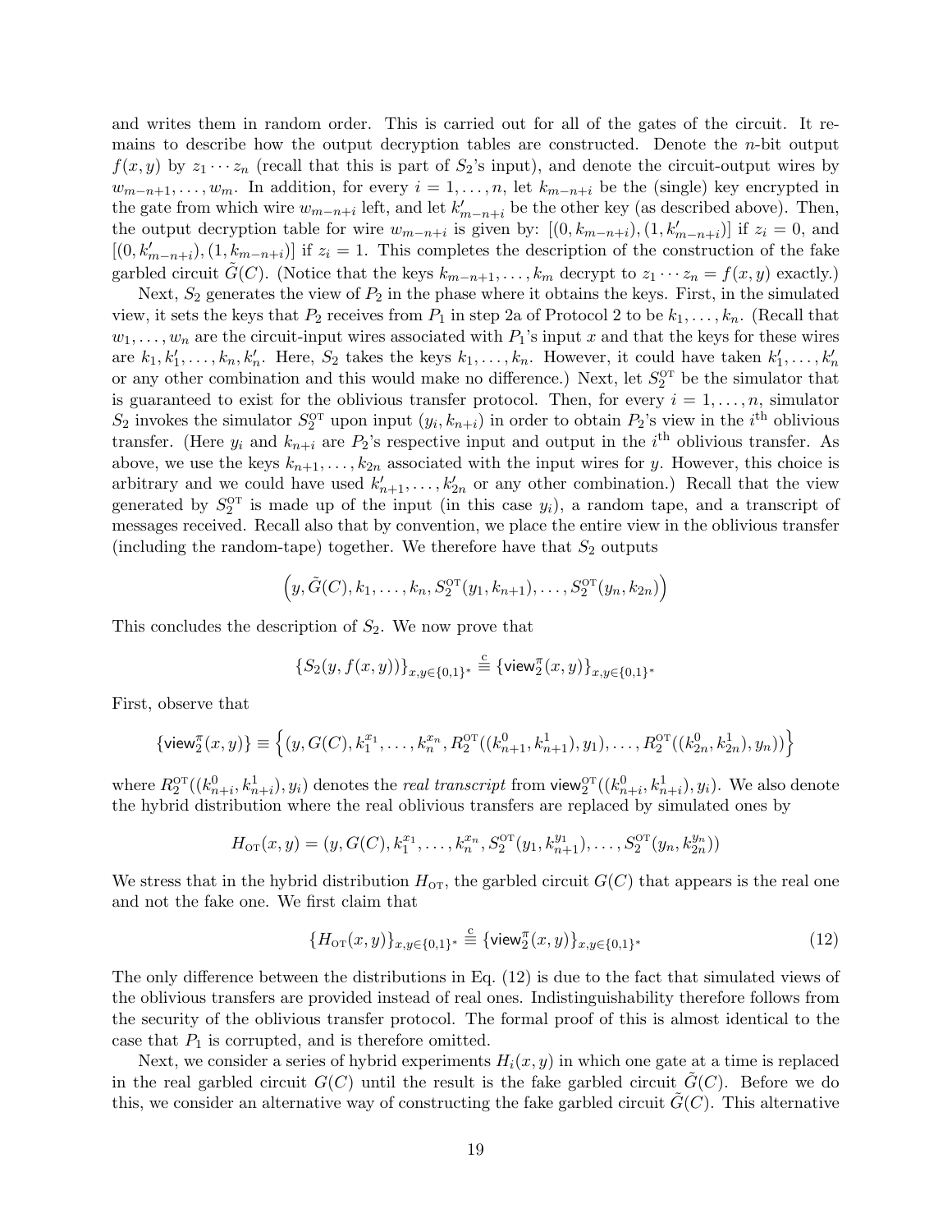and writes them in random order. This is carried out for all of the gates of the circuit. It remains to describe how the output decryption tables are constructed. Denote the $n$-bit output $f(x, y)$ by $z_1 \cdots z_n$ (recall that this is part of $S_2$'s input), and denote the circuit-output wires by $w_{m-n+1}, \ldots, w_m$. In addition, for every $i = 1, \ldots, n$, let $k_{m-n+i}$ be the (single) key encrypted in the gate from which wire $w_{m-n+i}$ left, and let $k'_{m-n+i}$ be the other key (as described above). Then, the output decryption table for wire $w_{m-n+i}$ is given by: $[(0, k_{m-n+i}), (1, k'_{m-n+i})]$ if $z_i = 0$, and $[(0, k'_{m-n+i}), (1, k_{m-n+i})]$ if $z_i = 1$. This completes the description of the construction of the fake garbled circuit $\tilde{G}(C)$. (Notice that the keys $k_{m-n+1}, \ldots, k_m$ decrypt to $z_1 \cdots z_n = f(x, y)$ exactly.)

Next, $S_2$ generates the view of $P_2$ in the phase where it obtains the keys. First, in the simulated view, it sets the keys that $P_2$ receives from $P_1$ in step 2a of Protocol 2 to be $k_1, \ldots, k_n$. (Recall that $w_1, \ldots, w_n$ are the circuit-input wires associated with $P_1$'s input $x$ and that the keys for these wires are $k_1, k'_1, \ldots, k_n, k'_n$. Here, $S_2$ takes the keys $k_1, \ldots, k_n$. However, it could have taken $k'_1, \ldots, k'_n$ or any other combination and this would make no difference.) Next, let $S_2^{\rm OT}$ be the simulator that is guaranteed to exist for the oblivious transfer protocol. Then, for every $i = 1, \ldots, n$, simulator $S_2$ invokes the simulator $S_2^{\rm OT}$ upon input $(y_i, k_{n+i})$ in order to obtain $P_2$'s view in the $i^{\rm th}$ oblivious transfer. (Here $y_i$ and $k_{n+i}$ are $P_2$'s respective input and output in the $i^{\rm th}$ oblivious transfer. As above, we use the keys $k_{n+1}, \ldots, k_{2n}$ associated with the input wires for $y$. However, this choice is arbitrary and we could have used $k'_{n+1}, \ldots, k'_{2n}$ or any other combination.) Recall that the view generated by $S_2^{\rm OT}$ is made up of the input (in this case $y_i$), a random tape, and a transcript of messages received. Recall also that by convention, we place the entire view in the oblivious transfer (including the random-tape) together. We therefore have that $S_2$ outputs

$$\left(y, \tilde{G}(C), k_1, \ldots, k_n, S_2^{\rm OT}(y_1, k_{n+1}), \ldots, S_2^{\rm OT}(y_n, k_{2n})\right)$$

This concludes the description of $S_2$. We now prove that

$$\{S_2(y, f(x, y))\}_{x,y \in \{0,1\}^*} \stackrel{\rm c}{\equiv} \{\mathsf{view}_2^{\pi}(x, y)\}_{x,y \in \{0,1\}^*}$$

First, observe that

$$\{\mathsf{view}_2^{\pi}(x, y)\} \equiv \left\{(y, G(C), k_1^{x_1}, \ldots, k_n^{x_n}, R_2^{\rm OT}((k_{n+1}^0, k_{n+1}^1), y_1), \ldots, R_2^{\rm OT}((k_{2n}^0, k_{2n}^1), y_n))\right\}$$

where $R_2^{\rm OT}((k_{n+i}^0, k_{n+i}^1), y_i)$ denotes the *real transcript* from $\mathsf{view}_2^{\rm OT}((k_{n+i}^0, k_{n+i}^1), y_i)$. We also denote the hybrid distribution where the real oblivious transfers are replaced by simulated ones by

$$H_{\rm OT}(x, y) = (y, G(C), k_1^{x_1}, \ldots, k_n^{x_n}, S_2^{\rm OT}(y_1, k_{n+1}^{y_1}), \ldots, S_2^{\rm OT}(y_n, k_{2n}^{y_n}))$$

We stress that in the hybrid distribution $H_{\rm OT}$, the garbled circuit $G(C)$ that appears is the real one and not the fake one. We first claim that

$$\{H_{\rm OT}(x, y)\}_{x,y \in \{0,1\}^*} \stackrel{\rm c}{\equiv} \{\mathsf{view}_2^{\pi}(x, y)\}_{x,y \in \{0,1\}^*} \tag{12}$$

The only difference between the distributions in Eq. (12) is due to the fact that simulated views of the oblivious transfers are provided instead of real ones. Indistinguishability therefore follows from the security of the oblivious transfer protocol. The formal proof of this is almost identical to the case that $P_1$ is corrupted, and is therefore omitted.

Next, we consider a series of hybrid experiments $H_i(x, y)$ in which one gate at a time is replaced in the real garbled circuit $G(C)$ until the result is the fake garbled circuit $\tilde{G}(C)$. Before we do this, we consider an alternative way of constructing the fake garbled circuit $\tilde{G}(C)$. This alternative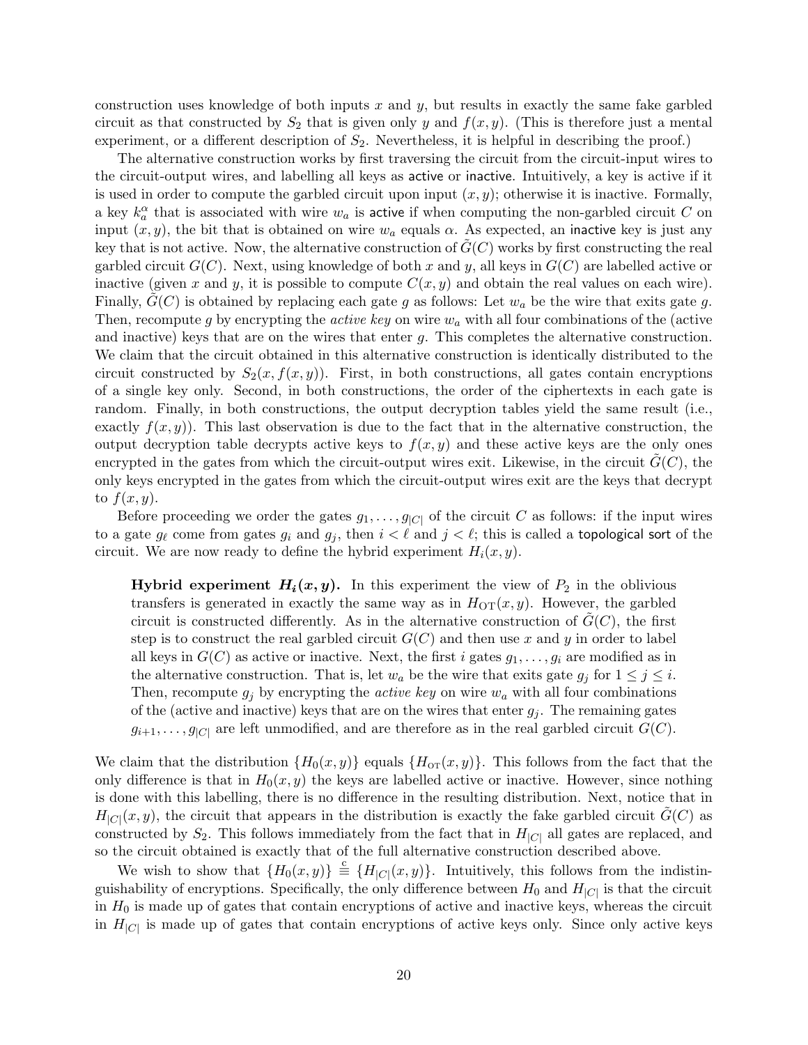construction uses knowledge of both inputs $x$ and $y$, but results in exactly the same fake garbled circuit as that constructed by $S_2$ that is given only $y$ and $f(x,y)$. (This is therefore just a mental experiment, or a different description of $S_2$. Nevertheless, it is helpful in describing the proof.)

The alternative construction works by first traversing the circuit from the circuit-input wires to the circuit-output wires, and labelling all keys as active or inactive. Intuitively, a key is active if it is used in order to compute the garbled circuit upon input $(x,y)$; otherwise it is inactive. Formally, a key $k_a^\alpha$ that is associated with wire $w_a$ is active if when computing the non-garbled circuit $C$ on input $(x,y)$, the bit that is obtained on wire $w_a$ equals $\alpha$. As expected, an inactive key is just any key that is not active. Now, the alternative construction of $\tilde{G}(C)$ works by first constructing the real garbled circuit $G(C)$. Next, using knowledge of both $x$ and $y$, all keys in $G(C)$ are labelled active or inactive (given $x$ and $y$, it is possible to compute $C(x,y)$ and obtain the real values on each wire). Finally, $\tilde{G}(C)$ is obtained by replacing each gate $g$ as follows: Let $w_a$ be the wire that exits gate $g$. Then, recompute $g$ by encrypting the *active key* on wire $w_a$ with all four combinations of the (active and inactive) keys that are on the wires that enter $g$. This completes the alternative construction. We claim that the circuit obtained in this alternative construction is identically distributed to the circuit constructed by $S_2(x, f(x,y))$. First, in both constructions, all gates contain encryptions of a single key only. Second, in both constructions, the order of the ciphertexts in each gate is random. Finally, in both constructions, the output decryption tables yield the same result (i.e., exactly $f(x,y)$). This last observation is due to the fact that in the alternative construction, the output decryption table decrypts active keys to $f(x,y)$ and these active keys are the only ones encrypted in the gates from which the circuit-output wires exit. Likewise, in the circuit $\tilde{G}(C)$, the only keys encrypted in the gates from which the circuit-output wires exit are the keys that decrypt to $f(x,y)$.

Before proceeding we order the gates $g_1, \ldots, g_{|C|}$ of the circuit $C$ as follows: if the input wires to a gate $g_\ell$ come from gates $g_i$ and $g_j$, then $i < \ell$ and $j < \ell$; this is called a topological sort of the circuit. We are now ready to define the hybrid experiment $H_i(x,y)$.

> **Hybrid experiment $H_i(x,y)$.** In this experiment the view of $P_2$ in the oblivious transfers is generated in exactly the same way as in $H_{\rm OT}(x,y)$. However, the garbled circuit is constructed differently. As in the alternative construction of $\tilde{G}(C)$, the first step is to construct the real garbled circuit $G(C)$ and then use $x$ and $y$ in order to label all keys in $G(C)$ as active or inactive. Next, the first $i$ gates $g_1, \ldots, g_i$ are modified as in the alternative construction. That is, let $w_a$ be the wire that exits gate $g_j$ for $1 \le j \le i$. Then, recompute $g_j$ by encrypting the *active key* on wire $w_a$ with all four combinations of the (active and inactive) keys that are on the wires that enter $g_j$. The remaining gates $g_{i+1}, \ldots, g_{|C|}$ are left unmodified, and are therefore as in the real garbled circuit $G(C)$.

We claim that the distribution $\{H_0(x,y)\}$ equals $\{H_{\rm OT}(x,y)\}$. This follows from the fact that the only difference is that in $H_0(x,y)$ the keys are labelled active or inactive. However, since nothing is done with this labelling, there is no difference in the resulting distribution. Next, notice that in $H_{|C|}(x,y)$, the circuit that appears in the distribution is exactly the fake garbled circuit $\tilde{G}(C)$ as constructed by $S_2$. This follows immediately from the fact that in $H_{|C|}$ all gates are replaced, and so the circuit obtained is exactly that of the full alternative construction described above.

We wish to show that $\{H_0(x,y)\} \stackrel{c}{\equiv} \{H_{|C|}(x,y)\}$. Intuitively, this follows from the indistinguishability of encryptions. Specifically, the only difference between $H_0$ and $H_{|C|}$ is that the circuit in $H_0$ is made up of gates that contain encryptions of active and inactive keys, whereas the circuit in $H_{|C|}$ is made up of gates that contain encryptions of active keys only. Since only active keys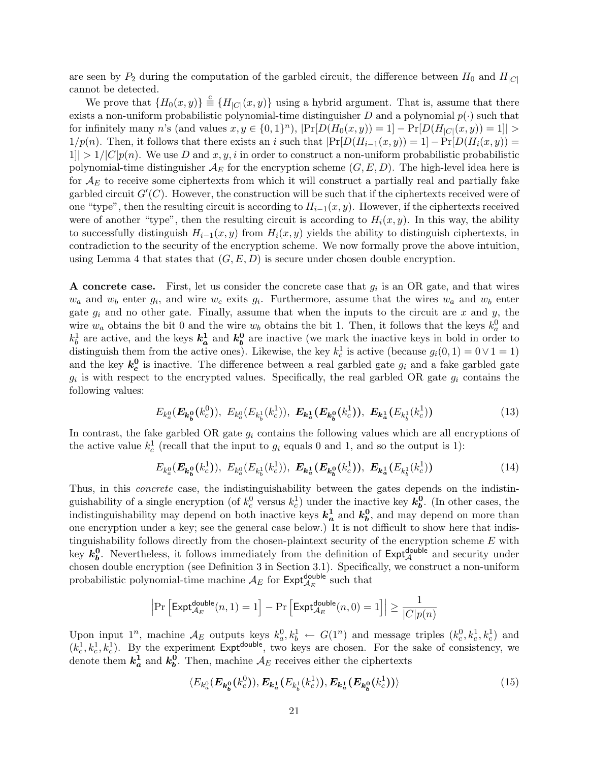are seen by $P_2$ during the computation of the garbled circuit, the difference between $H_0$ and $H_{|C|}$ cannot be detected.

We prove that $\{H_0(x,y)\} \stackrel{c}{\equiv} \{H_{|C|}(x,y)\}$ using a hybrid argument. That is, assume that there exists a non-uniform probabilistic polynomial-time distinguisher $D$ and a polynomial $p(\cdot)$ such that for infinitely many $n$'s (and values $x, y \in \{0,1\}^n$), $|\Pr[D(H_0(x,y)) = 1] - \Pr[D(H_{|C|}(x,y)) = 1]| > 1/p(n)$. Then, it follows that there exists an $i$ such that $|\Pr[D(H_{i-1}(x,y)) = 1] - \Pr[D(H_i(x,y)) = 1]| > 1/|C|p(n)$. We use $D$ and $x, y, i$ in order to construct a non-uniform probabilistic probabilistic polynomial-time distinguisher $\mathcal{A}_E$ for the encryption scheme $(G, E, D)$. The high-level idea here is for $\mathcal{A}_E$ to receive some ciphertexts from which it will construct a partially real and partially fake garbled circuit $G'(C)$. However, the construction will be such that if the ciphertexts received were of one "type", then the resulting circuit is according to $H_{i-1}(x,y)$. However, if the ciphertexts received were of another "type", then the resulting circuit is according to $H_i(x,y)$. In this way, the ability to successfully distinguish $H_{i-1}(x,y)$ from $H_i(x,y)$ yields the ability to distinguish ciphertexts, in contradiction to the security of the encryption scheme. We now formally prove the above intuition, using Lemma 4 that states that $(G, E, D)$ is secure under chosen double encryption.

**A concrete case.** First, let us consider the concrete case that $g_i$ is an OR gate, and that wires $w_a$ and $w_b$ enter $g_i$, and wire $w_c$ exits $g_i$. Furthermore, assume that the wires $w_a$ and $w_b$ enter gate $g_i$ and no other gate. Finally, assume that when the inputs to the circuit are $x$ and $y$, the wire $w_a$ obtains the bit 0 and the wire $w_b$ obtains the bit 1. Then, it follows that the keys $k_a^0$ and $k_b^1$ are active, and the keys $\boldsymbol{k_a^1}$ and $\boldsymbol{k_b^0}$ are inactive (we mark the inactive keys in bold in order to distinguish them from the active ones). Likewise, the key $k_c^1$ is active (because $g_i(0,1) = 0 \vee 1 = 1$) and the key $\boldsymbol{k_c^0}$ is inactive. The difference between a real garbled gate $g_i$ and a fake garbled gate $g_i$ is with respect to the encrypted values. Specifically, the real garbled OR gate $g_i$ contains the following values:

$$E_{k_a^0}(\boldsymbol{E_{k_b^0}}(k_c^0)),\ E_{k_a^0}(E_{k_b^1}(k_c^1)),\ \boldsymbol{E_{k_a^1}}(\boldsymbol{E_{k_b^0}}(k_c^1)),\ \boldsymbol{E_{k_a^1}}(E_{k_b^1}(k_c^1)) \tag{13}$$

In contrast, the fake garbled OR gate $g_i$ contains the following values which are all encryptions of the active value $k_c^1$ (recall that the input to $g_i$ equals 0 and 1, and so the output is 1):

$$E_{k_a^0}(\boldsymbol{E_{k_b^0}}(k_c^1)),\ E_{k_a^0}(E_{k_b^1}(k_c^1)),\ \boldsymbol{E_{k_a^1}}(\boldsymbol{E_{k_b^0}}(k_c^1)),\ \boldsymbol{E_{k_a^1}}(E_{k_b^1}(k_c^1)) \tag{14}$$

Thus, in this *concrete* case, the indistinguishability between the gates depends on the indistinguishability of a single encryption (of $k_c^0$ versus $k_c^1$) under the inactive key $\boldsymbol{k_b^0}$. (In other cases, the indistinguishability may depend on both inactive keys $\boldsymbol{k_a^1}$ and $\boldsymbol{k_b^0}$, and may depend on more than one encryption under a key; see the general case below.) It is not difficult to show here that indistinguishability follows directly from the chosen-plaintext security of the encryption scheme $E$ with key $\boldsymbol{k_b^0}$. Nevertheless, it follows immediately from the definition of $\mathsf{Expt}_{\mathcal{A}}^{\mathsf{double}}$ and security under chosen double encryption (see Definition 3 in Section 3.1). Specifically, we construct a non-uniform probabilistic polynomial-time machine $\mathcal{A}_E$ for $\mathsf{Expt}_{\mathcal{A}_E}^{\mathsf{double}}$ such that

$$\left|\Pr\left[\mathsf{Expt}_{\mathcal{A}_E}^{\mathsf{double}}(n,1) = 1\right] - \Pr\left[\mathsf{Expt}_{\mathcal{A}_E}^{\mathsf{double}}(n,0) = 1\right]\right| \geq \frac{1}{|C|p(n)}$$

Upon input $1^n$, machine $\mathcal{A}_E$ outputs keys $k_a^0, k_b^1 \leftarrow G(1^n)$ and message triples $(k_c^0, k_c^1, k_c^1)$ and $(k_c^1, k_c^1, k_c^1)$. By the experiment $\mathsf{Expt}^{\mathsf{double}}$, two keys are chosen. For the sake of consistency, we denote them $\boldsymbol{k_a^1}$ and $\boldsymbol{k_b^0}$. Then, machine $\mathcal{A}_E$ receives either the ciphertexts

$$\langle E_{k_a^0}(\boldsymbol{E_{k_b^0}}(k_c^0)), \boldsymbol{E_{k_a^1}}(E_{k_b^1}(k_c^1)), \boldsymbol{E_{k_a^1}}(\boldsymbol{E_{k_b^0}}(k_c^1))\rangle \tag{15}$$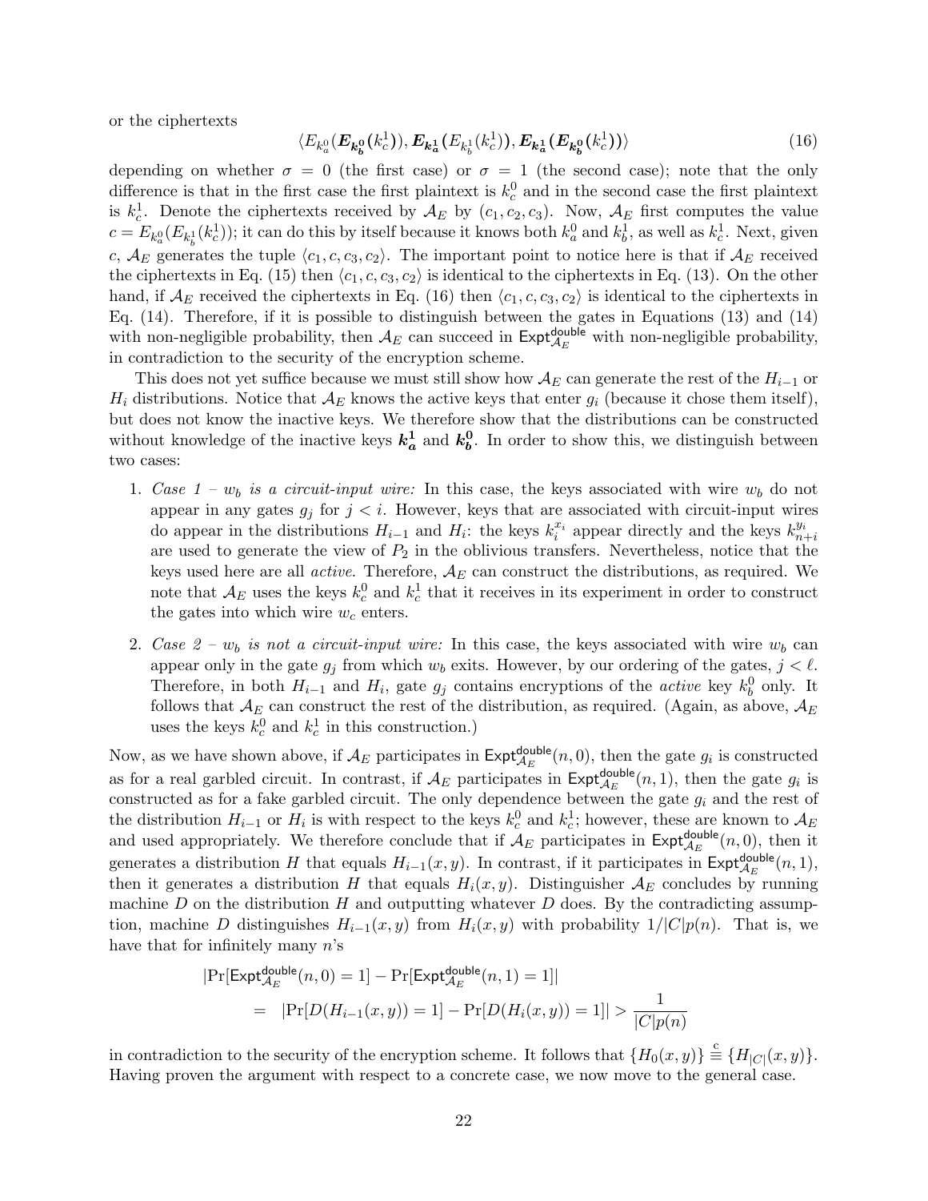or the ciphertexts

$$\langle E_{k_a^0}(\boldsymbol{E_{k_b^0}(k_c^1)}), \boldsymbol{E_{k_a^1}(}E_{k_b^1}(k_c^1)\boldsymbol{)}, \boldsymbol{E_{k_a^1}(E_{k_b^0}(k_c^1))}\rangle \tag{16}$$

depending on whether $\sigma = 0$ (the first case) or $\sigma = 1$ (the second case); note that the only difference is that in the first case the first plaintext is $k_c^0$ and in the second case the first plaintext is $k_c^1$. Denote the ciphertexts received by $\mathcal{A}_E$ by $(c_1, c_2, c_3)$. Now, $\mathcal{A}_E$ first computes the value $c = E_{k_a^0}(E_{k_b^1}(k_c^1))$; it can do this by itself because it knows both $k_a^0$ and $k_b^1$, as well as $k_c^1$. Next, given $c$, $\mathcal{A}_E$ generates the tuple $\langle c_1, c, c_3, c_2\rangle$. The important point to notice here is that if $\mathcal{A}_E$ received the ciphertexts in Eq. (15) then $\langle c_1, c, c_3, c_2\rangle$ is identical to the ciphertexts in Eq. (13). On the other hand, if $\mathcal{A}_E$ received the ciphertexts in Eq. (16) then $\langle c_1, c, c_3, c_2\rangle$ is identical to the ciphertexts in Eq. (14). Therefore, if it is possible to distinguish between the gates in Equations (13) and (14) with non-negligible probability, then $\mathcal{A}_E$ can succeed in $\mathsf{Expt}^{\mathsf{double}}_{\mathcal{A}_E}$ with non-negligible probability, in contradiction to the security of the encryption scheme.

This does not yet suffice because we must still show how $\mathcal{A}_E$ can generate the rest of the $H_{i-1}$ or $H_i$ distributions. Notice that $\mathcal{A}_E$ knows the active keys that enter $g_i$ (because it chose them itself), but does not know the inactive keys. We therefore show that the distributions can be constructed without knowledge of the inactive keys $\boldsymbol{k_a^1}$ and $\boldsymbol{k_b^0}$. In order to show this, we distinguish between two cases:

1. *Case 1 – $w_b$ is a circuit-input wire:* In this case, the keys associated with wire $w_b$ do not appear in any gates $g_j$ for $j < i$. However, keys that are associated with circuit-input wires do appear in the distributions $H_{i-1}$ and $H_i$: the keys $k_i^{x_i}$ appear directly and the keys $k_{n+i}^{y_i}$ are used to generate the view of $P_2$ in the oblivious transfers. Nevertheless, notice that the keys used here are all *active*. Therefore, $\mathcal{A}_E$ can construct the distributions, as required. We note that $\mathcal{A}_E$ uses the keys $k_c^0$ and $k_c^1$ that it receives in its experiment in order to construct the gates into which wire $w_c$ enters.
2. *Case 2 – $w_b$ is not a circuit-input wire:* In this case, the keys associated with wire $w_b$ can appear only in the gate $g_j$ from which $w_b$ exits. However, by our ordering of the gates, $j < \ell$. Therefore, in both $H_{i-1}$ and $H_i$, gate $g_j$ contains encryptions of the *active* key $k_b^0$ only. It follows that $\mathcal{A}_E$ can construct the rest of the distribution, as required. (Again, as above, $\mathcal{A}_E$ uses the keys $k_c^0$ and $k_c^1$ in this construction.)

Now, as we have shown above, if $\mathcal{A}_E$ participates in $\mathsf{Expt}^{\mathsf{double}}_{\mathcal{A}_E}(n, 0)$, then the gate $g_i$ is constructed as for a real garbled circuit. In contrast, if $\mathcal{A}_E$ participates in $\mathsf{Expt}^{\mathsf{double}}_{\mathcal{A}_E}(n, 1)$, then the gate $g_i$ is constructed as for a fake garbled circuit. The only dependence between the gate $g_i$ and the rest of the distribution $H_{i-1}$ or $H_i$ is with respect to the keys $k_c^0$ and $k_c^1$; however, these are known to $\mathcal{A}_E$ and used appropriately. We therefore conclude that if $\mathcal{A}_E$ participates in $\mathsf{Expt}^{\mathsf{double}}_{\mathcal{A}_E}(n, 0)$, then it generates a distribution $H$ that equals $H_{i-1}(x, y)$. In contrast, if it participates in $\mathsf{Expt}^{\mathsf{double}}_{\mathcal{A}_E}(n, 1)$, then it generates a distribution $H$ that equals $H_i(x, y)$. Distinguisher $\mathcal{A}_E$ concludes by running machine $D$ on the distribution $H$ and outputting whatever $D$ does. By the contradicting assumption, machine $D$ distinguishes $H_{i-1}(x, y)$ from $H_i(x, y)$ with probability $1/|C|p(n)$. That is, we have that for infinitely many $n$'s

$$\begin{aligned}
&|\Pr[\mathsf{Expt}^{\mathsf{double}}_{\mathcal{A}_E}(n, 0) = 1] - \Pr[\mathsf{Expt}^{\mathsf{double}}_{\mathcal{A}_E}(n, 1) = 1]| \\
&\quad = \quad |\Pr[D(H_{i-1}(x, y)) = 1] - \Pr[D(H_i(x, y)) = 1]| > \frac{1}{|C|p(n)}
\end{aligned}$$

in contradiction to the security of the encryption scheme. It follows that $\{H_0(x, y)\} \stackrel{c}{\equiv} \{H_{|C|}(x, y)\}$. Having proven the argument with respect to a concrete case, we now move to the general case.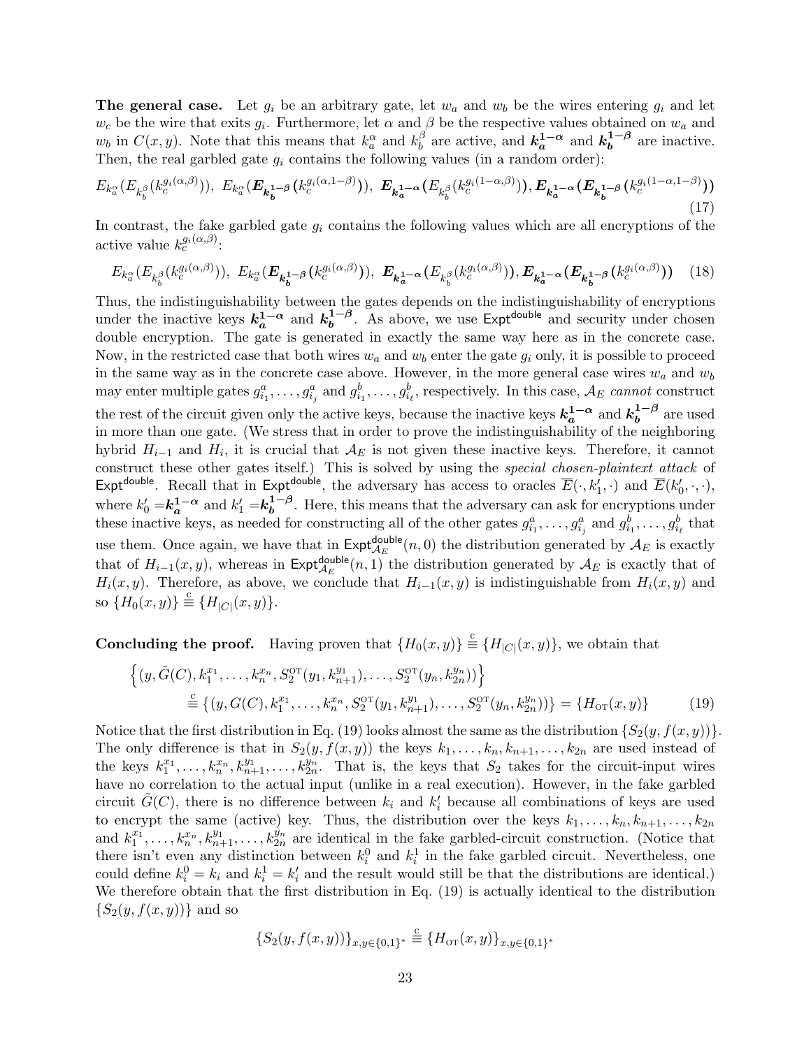**The general case.** Let $g_i$ be an arbitrary gate, let $w_a$ and $w_b$ be the wires entering $g_i$ and let $w_c$ be the wire that exits $g_i$. Furthermore, let $\alpha$ and $\beta$ be the respective values obtained on $w_a$ and $w_b$ in $C(x, y)$. Note that this means that $k_a^\alpha$ and $k_b^\beta$ are active, and $\boldsymbol{k_a^{1-\alpha}}$ and $\boldsymbol{k_b^{1-\beta}}$ are inactive. Then, the real garbled gate $g_i$ contains the following values (in a random order):

$$E_{k_a^\alpha}(E_{k_b^\beta}(k_c^{g_i(\alpha,\beta)})),\ E_{k_a^\alpha}(\boldsymbol{E_{k_b^{1-\beta}}}(k_c^{g_i(\alpha,1-\beta)})),\ \boldsymbol{E_{k_a^{1-\alpha}}}(E_{k_b^\beta}(k_c^{g_i(1-\alpha,\beta)})), \boldsymbol{E_{k_a^{1-\alpha}}}(\boldsymbol{E_{k_b^{1-\beta}}}(k_c^{g_i(1-\alpha,1-\beta)})) \tag{17}$$

In contrast, the fake garbled gate $g_i$ contains the following values which are all encryptions of the active value $k_c^{g_i(\alpha,\beta)}$:

$$E_{k_a^\alpha}(E_{k_b^\beta}(k_c^{g_i(\alpha,\beta)})),\ E_{k_a^\alpha}(\boldsymbol{E_{k_b^{1-\beta}}}(k_c^{g_i(\alpha,\beta)})),\ \boldsymbol{E_{k_a^{1-\alpha}}}(E_{k_b^\beta}(k_c^{g_i(\alpha,\beta)})), \boldsymbol{E_{k_a^{1-\alpha}}}(\boldsymbol{E_{k_b^{1-\beta}}}(k_c^{g_i(\alpha,\beta)})) \tag{18}$$

Thus, the indistinguishability between the gates depends on the indistinguishability of encryptions under the inactive keys $\boldsymbol{k_a^{1-\alpha}}$ and $\boldsymbol{k_b^{1-\beta}}$. As above, we use $\mathsf{Expt}^{\mathsf{double}}$ and security under chosen double encryption. The gate is generated in exactly the same way here as in the concrete case. Now, in the restricted case that both wires $w_a$ and $w_b$ enter the gate $g_i$ only, it is possible to proceed in the same way as in the concrete case above. However, in the more general case wires $w_a$ and $w_b$ may enter multiple gates $g_{i_1}^a, \ldots, g_{i_j}^a$ and $g_{i_1}^b, \ldots, g_{i_\ell}^b$, respectively. In this case, $\mathcal{A}_E$ *cannot* construct the rest of the circuit given only the active keys, because the inactive keys $\boldsymbol{k_a^{1-\alpha}}$ and $\boldsymbol{k_b^{1-\beta}}$ are used in more than one gate. (We stress that in order to prove the indistinguishability of the neighboring hybrid $H_{i-1}$ and $H_i$, it is crucial that $\mathcal{A}_E$ is not given these inactive keys. Therefore, it cannot construct these other gates itself.) This is solved by using the *special chosen-plaintext attack* of $\mathsf{Expt}^{\mathsf{double}}$. Recall that in $\mathsf{Expt}^{\mathsf{double}}$, the adversary has access to oracles $\overline{E}(\cdot, k_1', \cdot)$ and $\overline{E}(k_0', \cdot, \cdot)$, where $k_0' = \boldsymbol{k_a^{1-\alpha}}$ and $k_1' = \boldsymbol{k_b^{1-\beta}}$. Here, this means that the adversary can ask for encryptions under these inactive keys, as needed for constructing all of the other gates $g_{i_1}^a, \ldots, g_{i_j}^a$ and $g_{i_1}^b, \ldots, g_{i_\ell}^b$ that use them. Once again, we have that in $\mathsf{Expt}_{\mathcal{A}_E}^{\mathsf{double}}(n, 0)$ the distribution generated by $\mathcal{A}_E$ is exactly that of $H_{i-1}(x, y)$, whereas in $\mathsf{Expt}_{\mathcal{A}_E}^{\mathsf{double}}(n, 1)$ the distribution generated by $\mathcal{A}_E$ is exactly that of $H_i(x, y)$. Therefore, as above, we conclude that $H_{i-1}(x, y)$ is indistinguishable from $H_i(x, y)$ and so $\{H_0(x, y)\} \stackrel{c}{\equiv} \{H_{|C|}(x, y)\}$.

**Concluding the proof.** Having proven that $\{H_0(x, y)\} \stackrel{c}{\equiv} \{H_{|C|}(x, y)\}$, we obtain that

$$\begin{aligned}
&\left\{(y, \tilde{G}(C), k_1^{x_1}, \ldots, k_n^{x_n}, S_2^{\mathrm{OT}}(y_1, k_{n+1}^{y_1}), \ldots, S_2^{\mathrm{OT}}(y_n, k_{2n}^{y_n}))\right\} \\
&\qquad \stackrel{c}{\equiv} \{(y, G(C), k_1^{x_1}, \ldots, k_n^{x_n}, S_2^{\mathrm{OT}}(y_1, k_{n+1}^{y_1}), \ldots, S_2^{\mathrm{OT}}(y_n, k_{2n}^{y_n}))\} = \{H_{\mathrm{OT}}(x, y)\}
\end{aligned} \tag{19}$$

Notice that the first distribution in Eq. (19) looks almost the same as the distribution $\{S_2(y, f(x, y))\}$. The only difference is that in $S_2(y, f(x, y))$ the keys $k_1, \ldots, k_n, k_{n+1}, \ldots, k_{2n}$ are used instead of the keys $k_1^{x_1}, \ldots, k_n^{x_n}, k_{n+1}^{y_1}, \ldots, k_{2n}^{y_n}$. That is, the keys that $S_2$ takes for the circuit-input wires have no correlation to the actual input (unlike in a real execution). However, in the fake garbled circuit $\tilde{G}(C)$, there is no difference between $k_i$ and $k_i'$ because all combinations of keys are used to encrypt the same (active) key. Thus, the distribution over the keys $k_1, \ldots, k_n, k_{n+1}, \ldots, k_{2n}$ and $k_1^{x_1}, \ldots, k_n^{x_n}, k_{n+1}^{y_1}, \ldots, k_{2n}^{y_n}$ are identical in the fake garbled-circuit construction. (Notice that there isn't even any distinction between $k_i^0$ and $k_i^1$ in the fake garbled circuit. Nevertheless, one could define $k_i^0 = k_i$ and $k_i^1 = k_i'$ and the result would still be that the distributions are identical.) We therefore obtain that the first distribution in Eq. (19) is actually identical to the distribution $\{S_2(y, f(x, y))\}$ and so

$$\{S_2(y, f(x, y))\}_{x,y\in\{0,1\}^*} \stackrel{c}{\equiv} \{H_{\mathrm{OT}}(x, y)\}_{x,y\in\{0,1\}^*}$$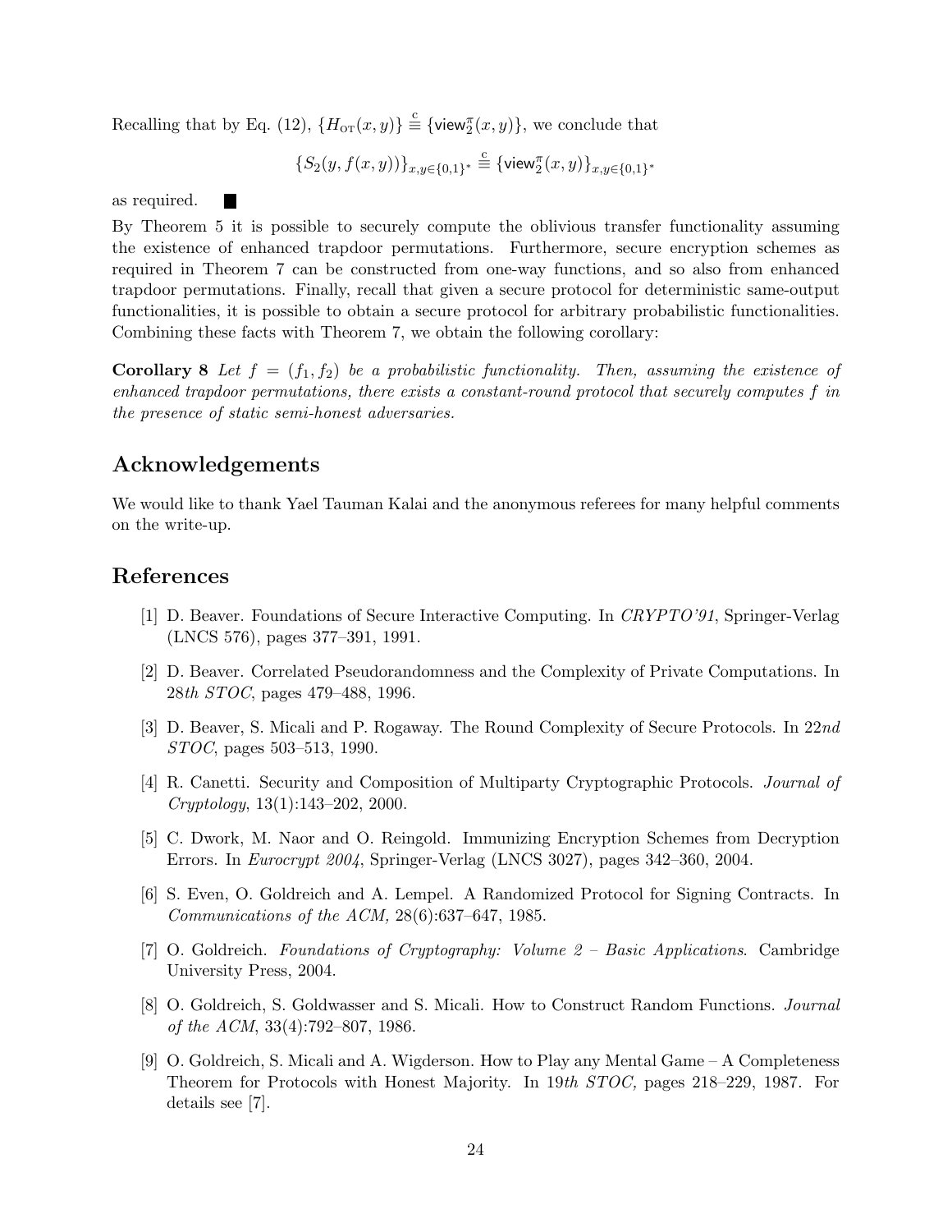Recalling that by Eq. (12), $\{H_{\rm OT}(x, y)\} \stackrel{c}{\equiv} \{\mathsf{view}_2^\pi(x, y)\}$, we conclude that

$$\{S_2(y, f(x, y))\}_{x,y\in\{0,1\}^*} \stackrel{c}{\equiv} \{\mathsf{view}_2^\pi(x, y)\}_{x,y\in\{0,1\}^*}$$

as required. ■

By Theorem 5 it is possible to securely compute the oblivious transfer functionality assuming the existence of enhanced trapdoor permutations. Furthermore, secure encryption schemes as required in Theorem 7 can be constructed from one-way functions, and so also from enhanced trapdoor permutations. Finally, recall that given a secure protocol for deterministic same-output functionalities, it is possible to obtain a secure protocol for arbitrary probabilistic functionalities. Combining these facts with Theorem 7, we obtain the following corollary:

**Corollary 8** *Let $f = (f_1, f_2)$ be a probabilistic functionality. Then, assuming the existence of enhanced trapdoor permutations, there exists a constant-round protocol that securely computes $f$ in the presence of static semi-honest adversaries.*

## Acknowledgements

We would like to thank Yael Tauman Kalai and the anonymous referees for many helpful comments on the write-up.

## References

[1] D. Beaver. Foundations of Secure Interactive Computing. In *CRYPTO'91*, Springer-Verlag (LNCS 576), pages 377–391, 1991.

[2] D. Beaver. Correlated Pseudorandomness and the Complexity of Private Computations. In *28th STOC*, pages 479–488, 1996.

[3] D. Beaver, S. Micali and P. Rogaway. The Round Complexity of Secure Protocols. In *22nd STOC*, pages 503–513, 1990.

[4] R. Canetti. Security and Composition of Multiparty Cryptographic Protocols. *Journal of Cryptology*, 13(1):143–202, 2000.

[5] C. Dwork, M. Naor and O. Reingold. Immunizing Encryption Schemes from Decryption Errors. In *Eurocrypt 2004*, Springer-Verlag (LNCS 3027), pages 342–360, 2004.

[6] S. Even, O. Goldreich and A. Lempel. A Randomized Protocol for Signing Contracts. In *Communications of the ACM,* 28(6):637–647, 1985.

[7] O. Goldreich. *Foundations of Cryptography: Volume 2 – Basic Applications*. Cambridge University Press, 2004.

[8] O. Goldreich, S. Goldwasser and S. Micali. How to Construct Random Functions. *Journal of the ACM*, 33(4):792–807, 1986.

[9] O. Goldreich, S. Micali and A. Wigderson. How to Play any Mental Game – A Completeness Theorem for Protocols with Honest Majority. In *19th STOC,* pages 218–229, 1987. For details see [7].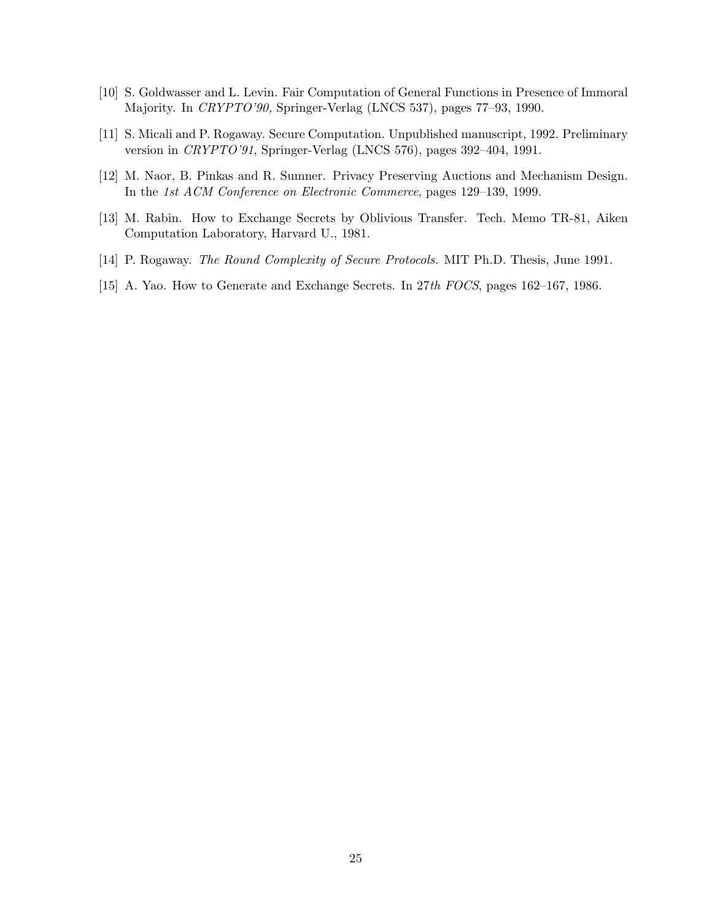[10] S. Goldwasser and L. Levin. Fair Computation of General Functions in Presence of Immoral Majority. In *CRYPTO'90,* Springer-Verlag (LNCS 537), pages 77–93, 1990.

[11] S. Micali and P. Rogaway. Secure Computation. Unpublished manuscript, 1992. Preliminary version in *CRYPTO'91*, Springer-Verlag (LNCS 576), pages 392–404, 1991.

[12] M. Naor, B. Pinkas and R. Sumner. Privacy Preserving Auctions and Mechanism Design. In the *1st ACM Conference on Electronic Commerce*, pages 129–139, 1999.

[13] M. Rabin. How to Exchange Secrets by Oblivious Transfer. Tech. Memo TR-81, Aiken Computation Laboratory, Harvard U., 1981.

[14] P. Rogaway. *The Round Complexity of Secure Protocols.* MIT Ph.D. Thesis, June 1991.

[15] A. Yao. How to Generate and Exchange Secrets. In 27*th FOCS*, pages 162–167, 1986.